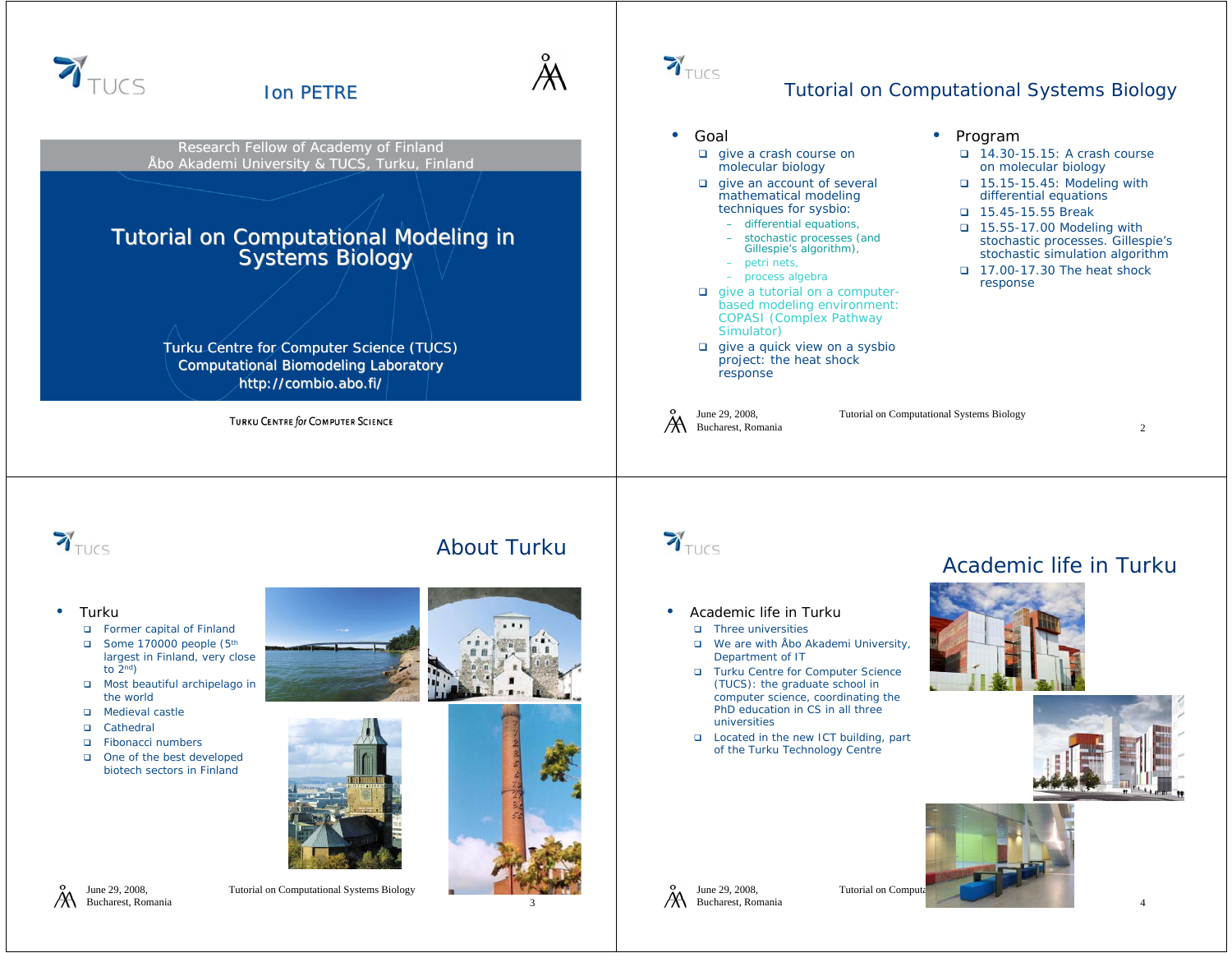# Ion PETRE

Research Fellow of Academy of Finland
Åbo Akademi University & TUCS, Turku, Finland

## Tutorial on Computational Modeling in Systems Biology

Turku Centre for Computer Science (TUCS)
Computational Biomodeling Laboratory
http://combio.abo.fi/

TURKU CENTRE for COMPUTER SCIENCE

---

## Tutorial on Computational Systems Biology

- Goal
  - give a crash course on molecular biology
  - give an account of several mathematical modeling techniques for sysbio:
    - differential equations,
    - stochastic processes (and Gillespie's algorithm),
    - petri nets,
    - process algebra
  - give a tutorial on a computer-based modeling environment: COPASI (Complex Pathway Simulator)
  - give a quick view on a sysbio project: the heat shock response
- Program
  - 14.30-15.15: A crash course on molecular biology
  - 15.15-15.45: Modeling with differential equations
  - 15.45-15.55 Break
  - 15.55-17.00 Modeling with stochastic processes. Gillespie's stochastic simulation algorithm
  - 17.00-17.30 The heat shock response

---

## About Turku

- Turku
  - Former capital of Finland
  - Some 170000 people (5th largest in Finland, very close to 2nd)
  - Most beautiful archipelago in the world
  - Medieval castle
  - Cathedral
  - Fibonacci numbers
  - One of the best developed biotech sectors in Finland

---

## Academic life in Turku

- Academic life in Turku
  - Three universities
  - We are with Åbo Akademi University, Department of IT
  - Turku Centre for Computer Science (TUCS): the graduate school in computer science, coordinating the PhD education in CS in all three universities
  - Located in the new ICT building, part of the Turku Technology Centre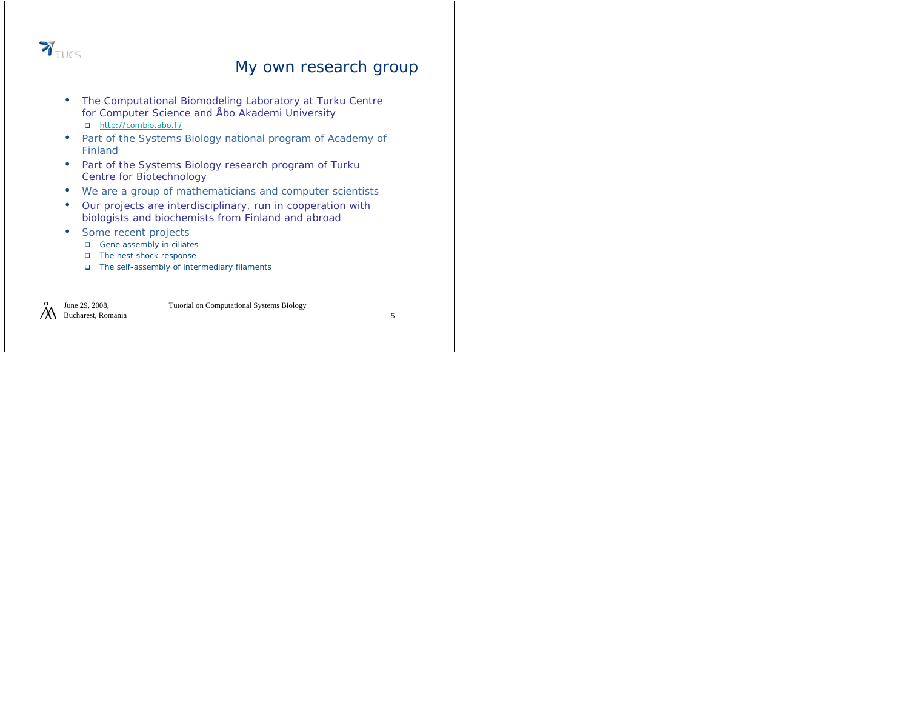## My own research group

- The Computational Biomodeling Laboratory at Turku Centre for Computer Science and Åbo Akademi University
  - http://combio.abo.fi/
- Part of the Systems Biology national program of Academy of Finland
- Part of the Systems Biology research program of Turku Centre for Biotechnology
- We are a group of mathematicians and computer scientists
- Our projects are interdisciplinary, run in cooperation with biologists and biochemists from Finland and abroad
- Some recent projects
  - Gene assembly in ciliates
  - The hest shock response
  - The self-assembly of intermediary filaments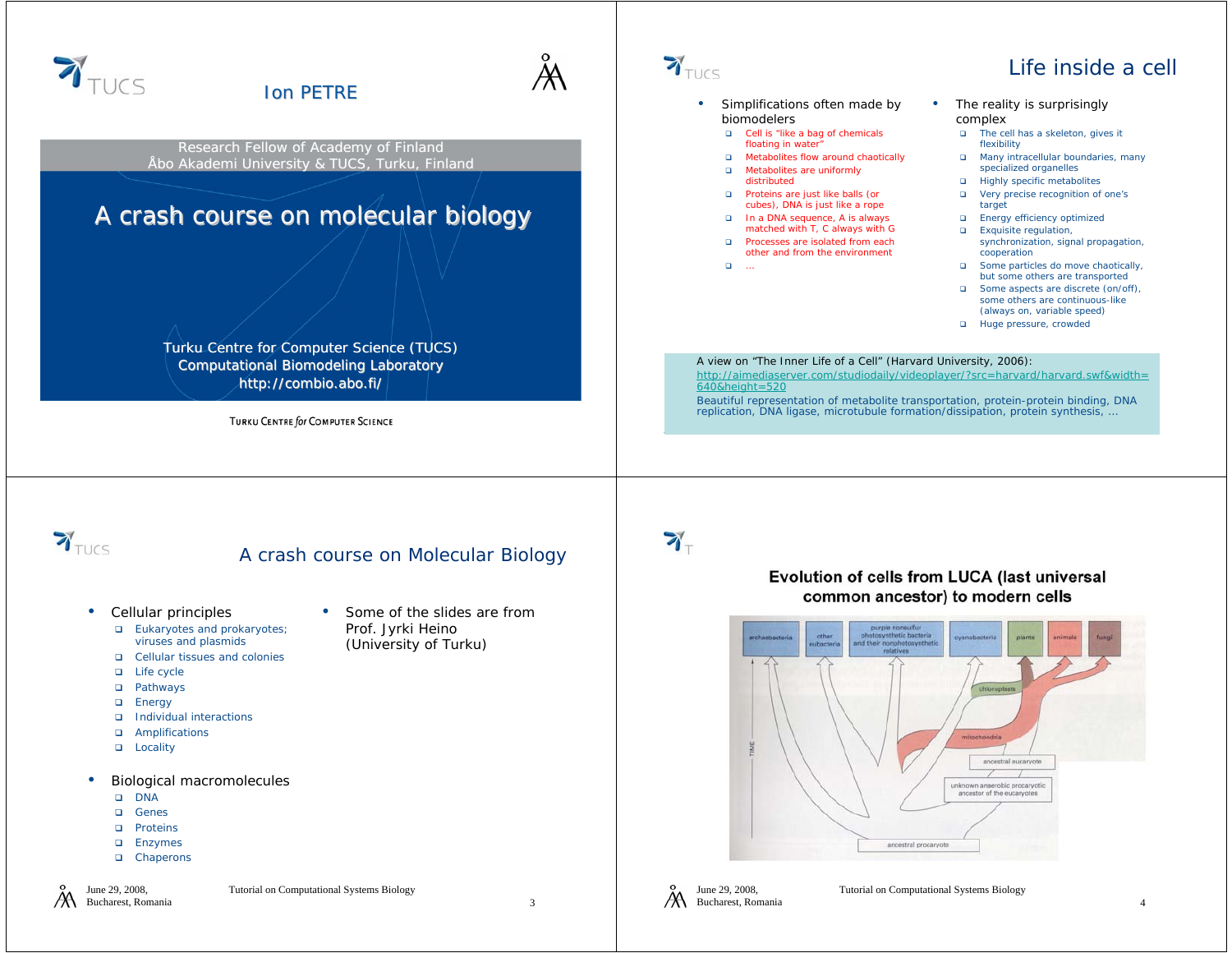# Ion PETRE

Research Fellow of Academy of Finland
Åbo Akademi University & TUCS, Turku, Finland

## A crash course on molecular biology

Turku Centre for Computer Science (TUCS)
Computational Biomodeling Laboratory
http://combio.abo.fi/

TURKU CENTRE *for* COMPUTER SCIENCE

---

## Life inside a cell

- Simplifications often made by biomodelers
  - Cell is "like a bag of chemicals floating in water"
  - Metabolites flow around chaotically
  - Metabolites are uniformly distributed
  - Proteins are just like balls (or cubes), DNA is just like a rope
  - In a DNA sequence, A is always matched with T, C always with G
  - Processes are isolated from each other and from the environment
  - ...
- The reality is surprisingly complex
  - The cell has a skeleton, gives it flexibility
  - Many intracellular boundaries, many specialized organelles
  - Highly specific metabolites
  - Very precise recognition of one's target
  - Energy efficiency optimized
  - Exquisite regulation, synchronization, signal propagation, cooperation
  - Some particles do move chaotically, but some others are transported
  - Some aspects are discrete (on/off), some others are continuous-like (always on, variable speed)
  - Huge pressure, crowded

A view on "The Inner Life of a Cell" (Harvard University, 2006):
http://aimediaserver.com/studiodaily/videoplayer/?src=harvard/harvard.swf&width=640&height=520
Beautiful representation of metabolite transportation, protein-protein binding, DNA replication, DNA ligase, microtubule formation/dissipation, protein synthesis, ...

---

## A crash course on Molecular Biology

- Cellular principles
  - Eukaryotes and prokaryotes; viruses and plasmids
  - Cellular tissues and colonies
  - Life cycle
  - Pathways
  - Energy
  - Individual interactions
  - Amplifications
  - Locality
- Biological macromolecules
  - DNA
  - Genes
  - Proteins
  - Enzymes
  - Chaperons
- Some of the slides are from Prof. Jyrki Heino (University of Turku)

---

## Evolution of cells from LUCA (last universal common ancestor) to modern cells

archaebacteria | other eubacteria | purple nonsulfur photosynthetic bacteria and their nonphotosynthetic relatives | cyanobacteria | plants | animals | fungi

chloroplasts | mitochondria | ancestral eucaryote | unknown anaerobic procaryotic ancestor of the eucaryotes | ancestral procaryote | TIME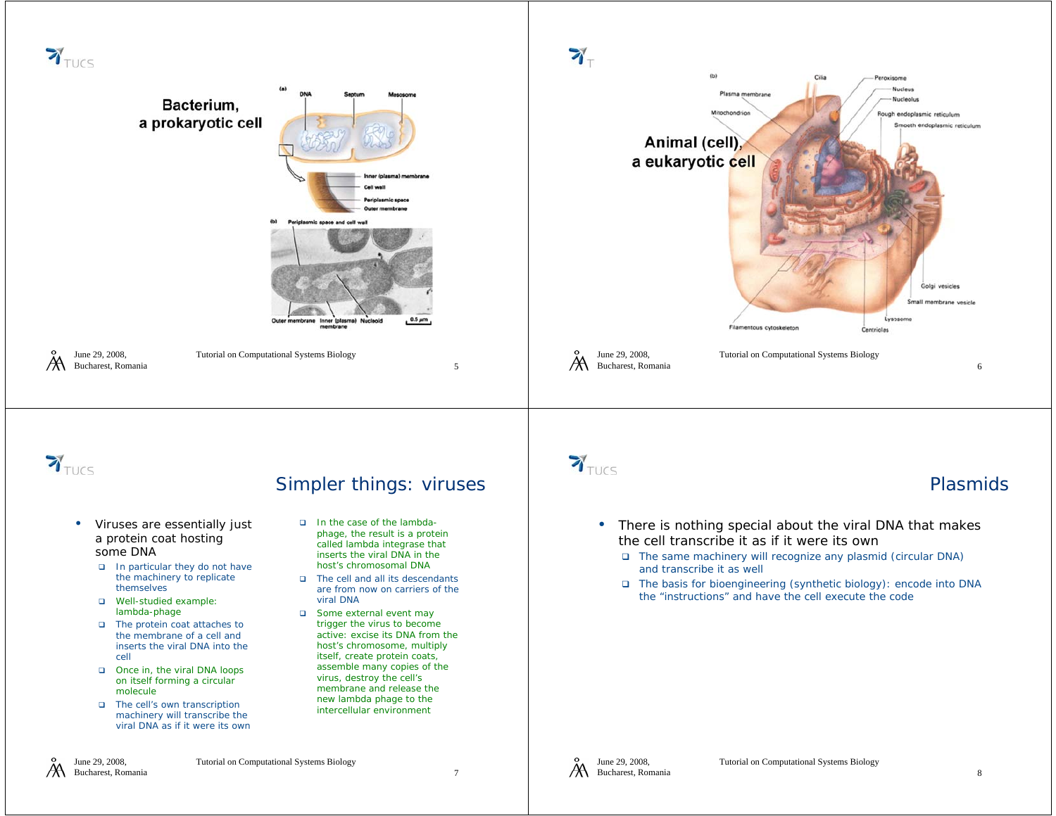## Bacterium, a prokaryotic cell

(a) DNA, Septum, Mesosome

Inner (plasma) membrane
Cell wall
Periplasmic space
Outer membrane

(b) Periplasmic space and cell wall

Outer membrane, Inner (plasma) membrane, Nucleoid, 0.5 μm

## Animal (cell), a eukaryotic cell

(b) Cilia, Peroxisome, Nucleus, Nucleolus, Plasma membrane, Mitochondrion, Rough endoplasmic reticulum, Smooth endoplasmic reticulum, Golgi vesicles, Small membrane vesicle, Lysosome, Filamentous cytoskeleton, Centrioles

## Simpler things: viruses

- Viruses are essentially just a protein coat hosting some DNA
  - In particular they do not have the machinery to replicate themselves
  - Well-studied example: lambda-phage
  - The protein coat attaches to the membrane of a cell and inserts the viral DNA into the cell
  - Once in, the viral DNA loops on itself forming a circular molecule
  - The cell's own transcription machinery will transcribe the viral DNA as if it were its own
  - In the case of the lambda-phage, the result is a protein called lambda integrase that inserts the viral DNA in the host's chromosomal DNA
  - The cell and all its descendants are from now on carriers of the viral DNA
  - Some external event may trigger the virus to become active: excise its DNA from the host's chromosome, multiply itself, create protein coats, assemble many copies of the virus, destroy the cell's membrane and release the new lambda phage to the intercellular environment

## Plasmids

- There is nothing special about the viral DNA that makes the cell transcribe it as if it were its own
  - The same machinery will recognize any plasmid (circular DNA) and transcribe it as well
  - The basis for bioengineering (synthetic biology): encode into DNA the "instructions" and have the cell execute the code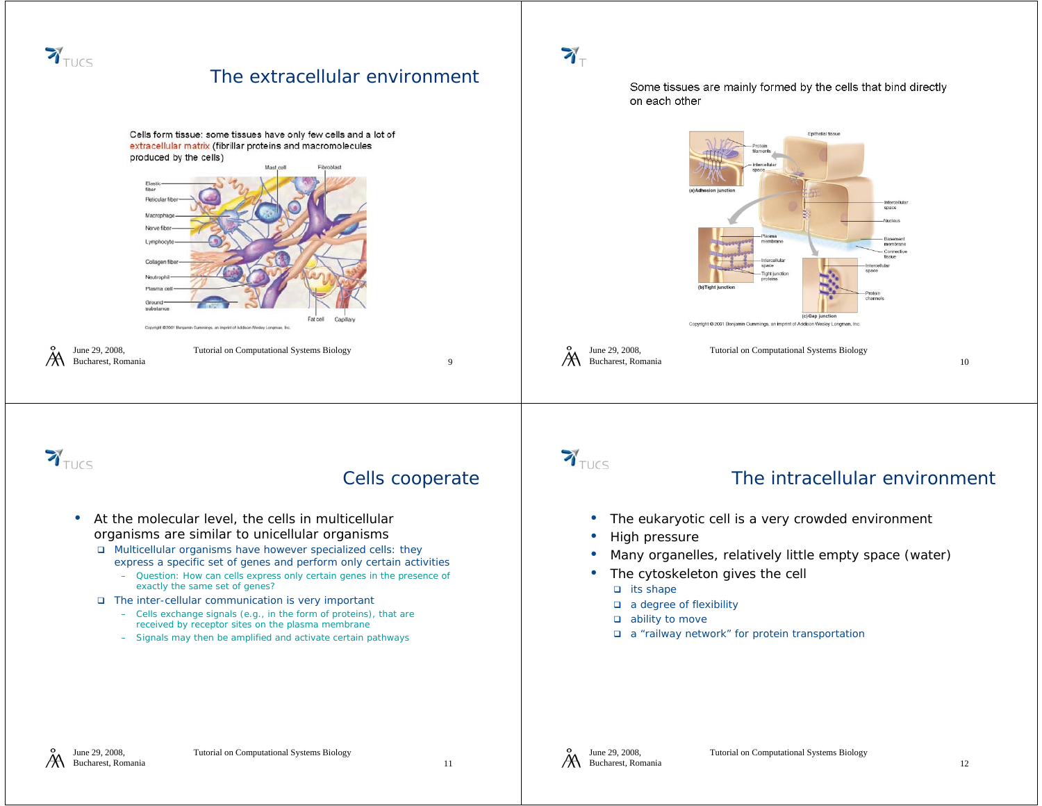## The extracellular environment

Cells form tissue: some tissues have only few cells and a lot of extracellular matrix (fibrillar proteins and macromolecules produced by the cells)

---

Some tissues are mainly formed by the cells that bind directly on each other

---

## Cells cooperate

- At the molecular level, the cells in multicellular organisms are similar to unicellular organisms
  - Multicellular organisms have however specialized cells: they express a specific set of genes and perform only certain activities
    - Question: How can cells express only certain genes in the presence of exactly the same set of genes?
  - The inter-cellular communication is very important
    - Cells exchange signals (e.g., in the form of proteins), that are received by receptor sites on the plasma membrane
    - Signals may then be amplified and activate certain pathways

---

## The intracellular environment

- The eukaryotic cell is a very crowded environment
- High pressure
- Many organelles, relatively little empty space (water)
- The cytoskeleton gives the cell
  - its shape
  - a degree of flexibility
  - ability to move
  - a “railway network” for protein transportation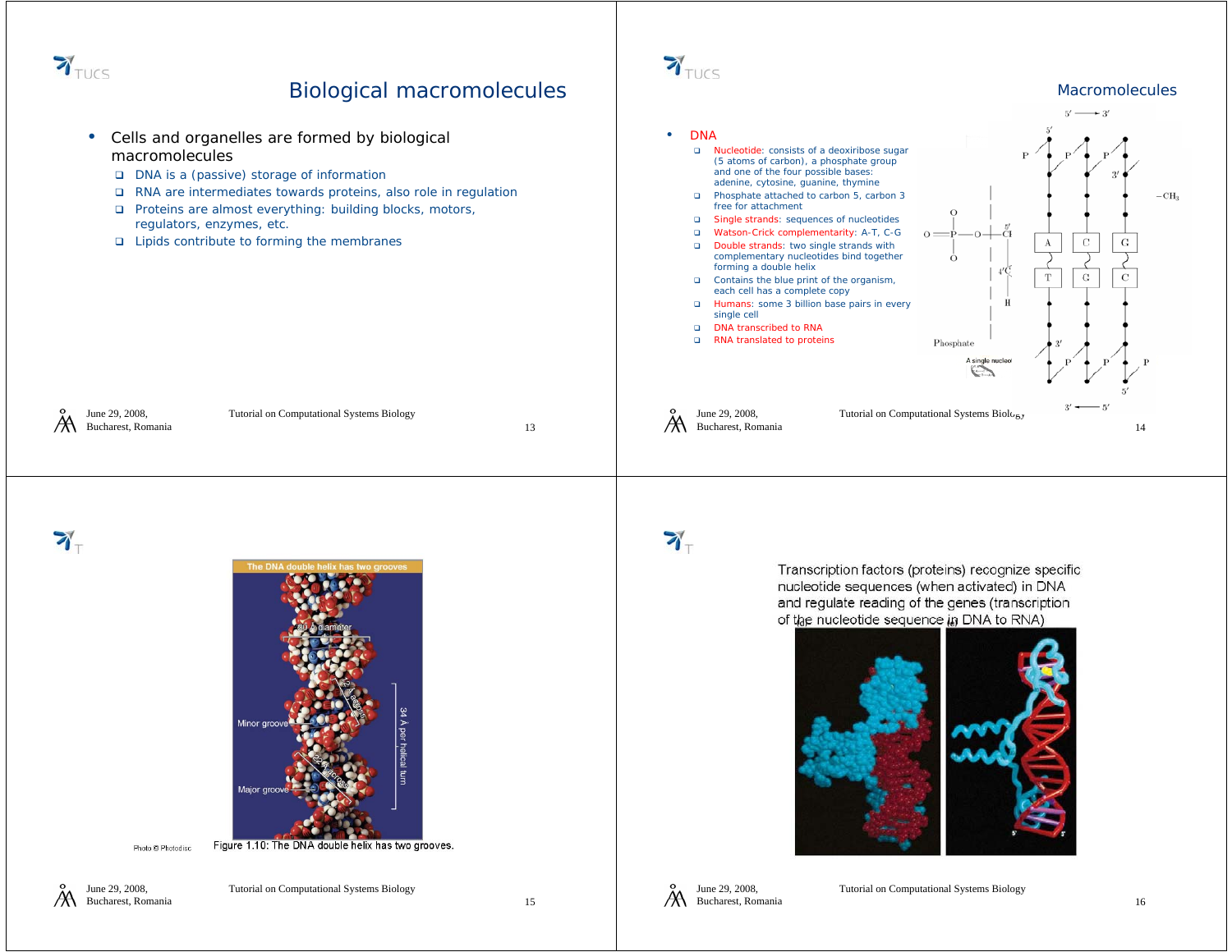# Biological macromolecules

- Cells and organelles are formed by biological macromolecules
  - DNA is a (passive) storage of information
  - RNA are intermediates towards proteins, also role in regulation
  - Proteins are almost everything: building blocks, motors, regulators, enzymes, etc.
  - Lipids contribute to forming the membranes

# Macromolecules

- DNA
  - Nucleotide: consists of a deoxiribose sugar (5 atoms of carbon), a phosphate group and one of the four possible bases: adenine, cytosine, guanine, thymine
  - Phosphate attached to carbon 5, carbon 3 free for attachment
  - Single strands: sequences of nucleotides
  - Watson-Crick complementarity: A-T, C-G
  - Double strands: two single strands with complementary nucleotides bind together forming a double helix
  - Contains the blue print of the organism, each cell has a complete copy
  - Humans: some 3 billion base pairs in every single cell
  - DNA transcribed to RNA
  - RNA translated to proteins

Photo © Photodisc

Figure 1.10: The DNA double helix has two grooves.

Transcription factors (proteins) recognize specific nucleotide sequences (when activated) in DNA and regulate reading of the genes (transcription of the nucleotide sequence in DNA to RNA)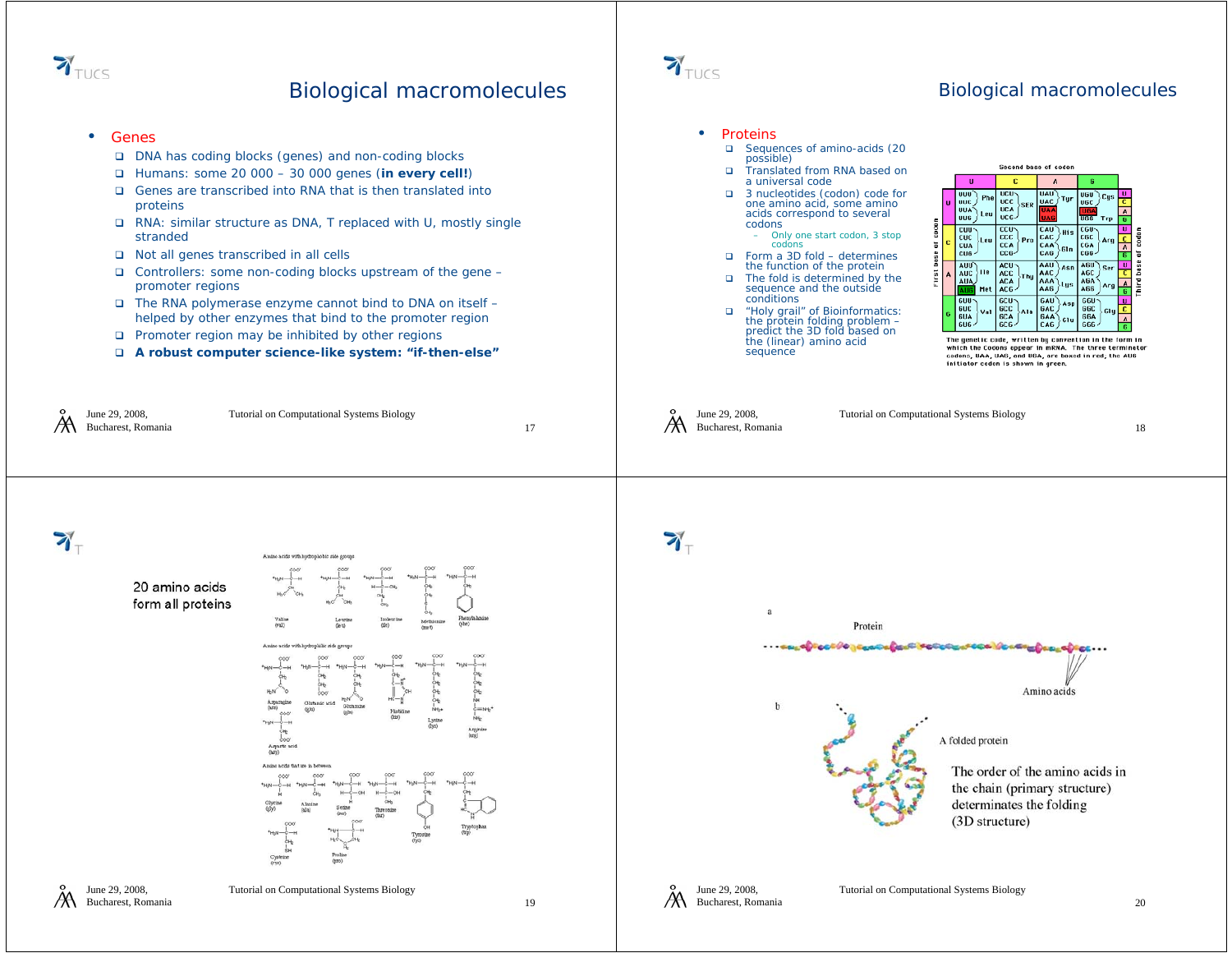# Biological macromolecules

- **Genes**
  - DNA has coding blocks (genes) and non-coding blocks
  - Humans: some 20 000 – 30 000 genes (**in every cell!**)
  - Genes are transcribed into RNA that is then translated into proteins
  - RNA: similar structure as DNA, T replaced with U, mostly single stranded
  - Not all genes transcribed in all cells
  - Controllers: some non-coding blocks upstream of the gene – promoter regions
  - The RNA polymerase enzyme cannot bind to DNA on itself – helped by other enzymes that bind to the promoter region
  - Promoter region may be inhibited by other regions
  - **A robust computer science-like system: "if-then-else"**

# Biological macromolecules

- **Proteins**
  - Sequences of amino-acids (20 possible)
  - Translated from RNA based on a universal code
  - 3 nucleotides (codon) code for one amino acid, some amino acids correspond to several codons
    - Only one start codon, 3 stop codons
  - Form a 3D fold – determines the function of the protein
  - The fold is determined by the sequence and the outside conditions
  - "Holy grail" of Bioinformatics: the protein folding problem – predict the 3D fold based on the (linear) amino acid sequence

Second base of codon

| First base | U | C | A | G | Third base |
|---|---|---|---|---|---|
| U | UUU Phe, UUC Phe, UUA Leu, UUG Leu | UCU, UCC, UCA, UCG SER | UAU Tyr, UAC Tyr, UAA stop, UAG stop | UGU Cys, UGC Cys, UGA stop, UGG Trp | U C A G |
| C | CUU, CUC, CUA, CUG Leu | CCU, CCC, CCA, CCG Pro | CAU His, CAC His, CAA Gln, CAG Gln | CGU, CGC, CGA, CGG Arg | U C A G |
| A | AUU Ile, AUC Ile, AUA Ile, AUG Met | ACU, ACC, ACA, ACG Thr | AAU Asn, AAC Asn, AAA Lys, AAG Lys | AGU Ser, AGC Ser, AGA Arg, AGG Arg | U C A G |
| G | GUU, GUC, GUA, GUG Val | GCU, GCC, GCA, GCG Ala | GAU Asp, GAC Asp, GAA Glu, GAG Glu | GGU, GGC, GGA, GGG Gly | U C A G |

The genetic code, written by convention in the form in which the codons appear in mRNA. The three terminator codons, UAA, UAG, and UGA, are boxed in red, the AUG initiator codon is shown in green.

20 amino acids form all proteins

Amino acids with hydrophobic side groups: Valine (val), Leucine (leu), Isoleucine (ile), Methionine (met), Phenylalanine (phe)

Amino acids with hydrophilic side groups: Asparagine (asn), Glutamic acid (glu), Glutamine (gln), Histidine (his), Lysine (lys), Arginine (arg), Aspartic acid (asp)

Amino acids that are in between: Glycine (gly), Alanine (ala), Serine (ser), Threonine (thr), Tyrosine (tyr), Tryptophan (trp), Cysteine (cys), Proline (pro)

a

Protein

Amino acids

b

A folded protein

The order of the amino acids in the chain (primary structure) determinates the folding (3D structure)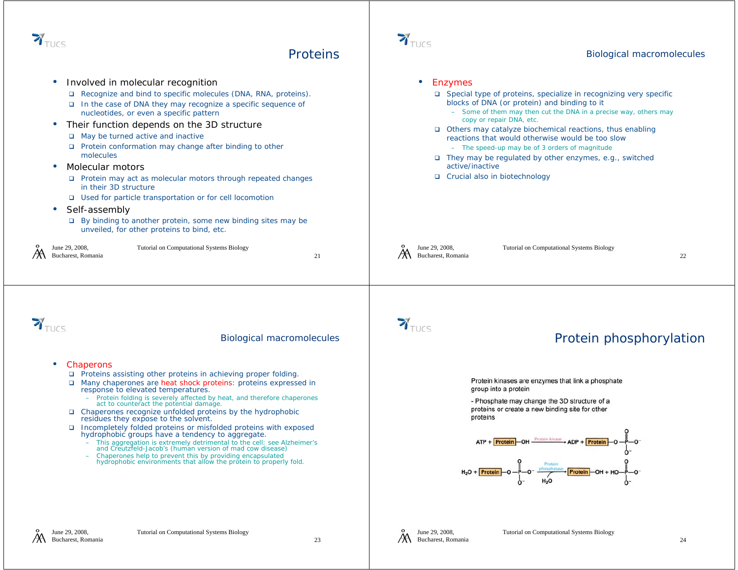## Proteins

- Involved in molecular recognition
  - Recognize and bind to specific molecules (DNA, RNA, proteins).
  - In the case of DNA they may recognize a specific sequence of nucleotides, or even a specific pattern
- Their function depends on the 3D structure
  - May be turned active and inactive
  - Protein conformation may change after binding to other molecules
- Molecular motors
  - Protein may act as molecular motors through repeated changes in their 3D structure
  - Used for particle transportation or for cell locomotion
- Self-assembly
  - By binding to another protein, some new binding sites may be unveiled, for other proteins to bind, etc.

## Biological macromolecules

- Enzymes
  - Special type of proteins, specialize in recognizing very specific blocks of DNA (or protein) and binding to it
    - Some of them may then cut the DNA in a precise way, others may copy or repair DNA, etc.
  - Others may catalyze biochemical reactions, thus enabling reactions that would otherwise would be too slow
    - The speed-up may be of 3 orders of magnitude
  - They may be regulated by other enzymes, e.g., switched active/inactive
  - Crucial also in biotechnology

## Biological macromolecules

- Chaperons
  - Proteins assisting other proteins in achieving proper folding.
  - Many chaperones are heat shock proteins: proteins expressed in response to elevated temperatures.
    - Protein folding is severely affected by heat, and therefore chaperones act to counteract the potential damage.
  - Chaperones recognize unfolded proteins by the hydrophobic residues they expose to the solvent.
  - Incompletely folded proteins or misfolded proteins with exposed hydrophobic groups have a tendency to aggregate.
    - This aggregation is extremely detrimental to the cell: see Alzheimer's and Creutzfeld-Jacob's (human version of mad cow disease)
    - Chaperones help to prevent this by providing encapsulated hydrophobic environments that allow the protein to properly fold.

## Protein phosphorylation

Protein kinases are enzymes that link a phosphate group into a protein

- Phosphate may change the 3D structure of a proteins or create a new binding site for other proteins

$$ATP + \text{Protein}-OH \xrightarrow{\text{Protein kinase}} ADP + \text{Protein}-O-PO_3^{2-}$$

$$H_2O + \text{Protein}-O-PO_3^{2-} \xrightarrow[H_2O]{\text{Protein phosphatase}} \text{Protein}-OH + HO-PO_3^{2-}$$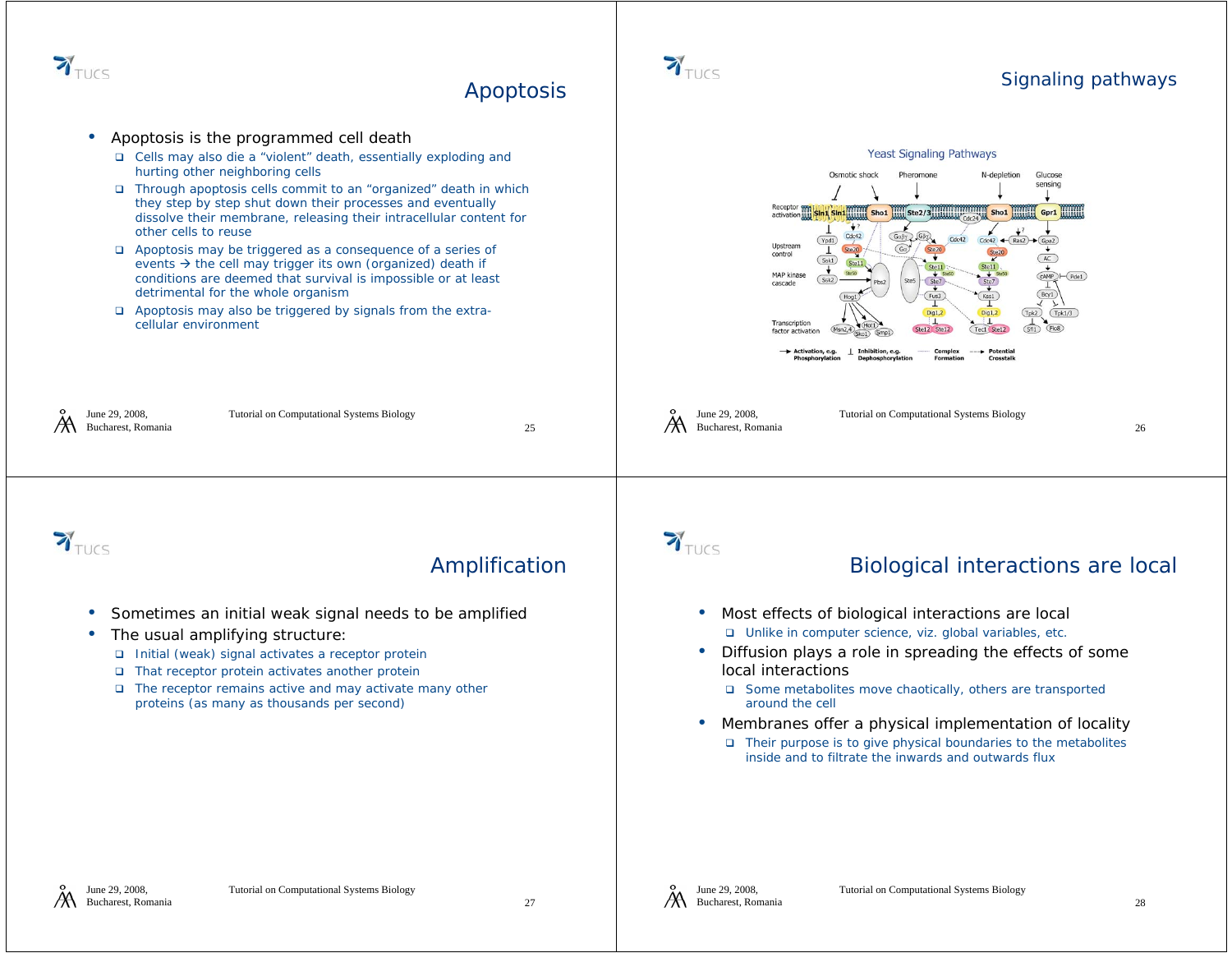## Apoptosis

- Apoptosis is the programmed cell death
  - Cells may also die a "violent" death, essentially exploding and hurting other neighboring cells
  - Through apoptosis cells commit to an "organized" death in which they step by step shut down their processes and eventually dissolve their membrane, releasing their intracellular content for other cells to reuse
  - Apoptosis may be triggered as a consequence of a series of events → the cell may trigger its own (organized) death if conditions are deemed that survival is impossible or at least detrimental for the whole organism
  - Apoptosis may also be triggered by signals from the extra-cellular environment

## Signaling pathways

Yeast Signaling Pathways

Osmotic shock, Pheromone, N-depletion, Glucose sensing

Receptor activation, Upstream control, MAP kinase cascade, Transcription factor activation

Activation, e.g. Phosphorylation; Inhibition, e.g. Dephosphorylation; Complex Formation; Potential Crosstalk

## Amplification

- Sometimes an initial weak signal needs to be amplified
- The usual amplifying structure:
  - Initial (weak) signal activates a receptor protein
  - That receptor protein activates another protein
  - The receptor remains active and may activate many other proteins (as many as thousands per second)

## Biological interactions are local

- Most effects of biological interactions are local
  - Unlike in computer science, viz. global variables, etc.
- Diffusion plays a role in spreading the effects of some local interactions
  - Some metabolites move chaotically, others are transported around the cell
- Membranes offer a physical implementation of locality
  - Their purpose is to give physical boundaries to the metabolites inside and to filtrate the inwards and outwards flux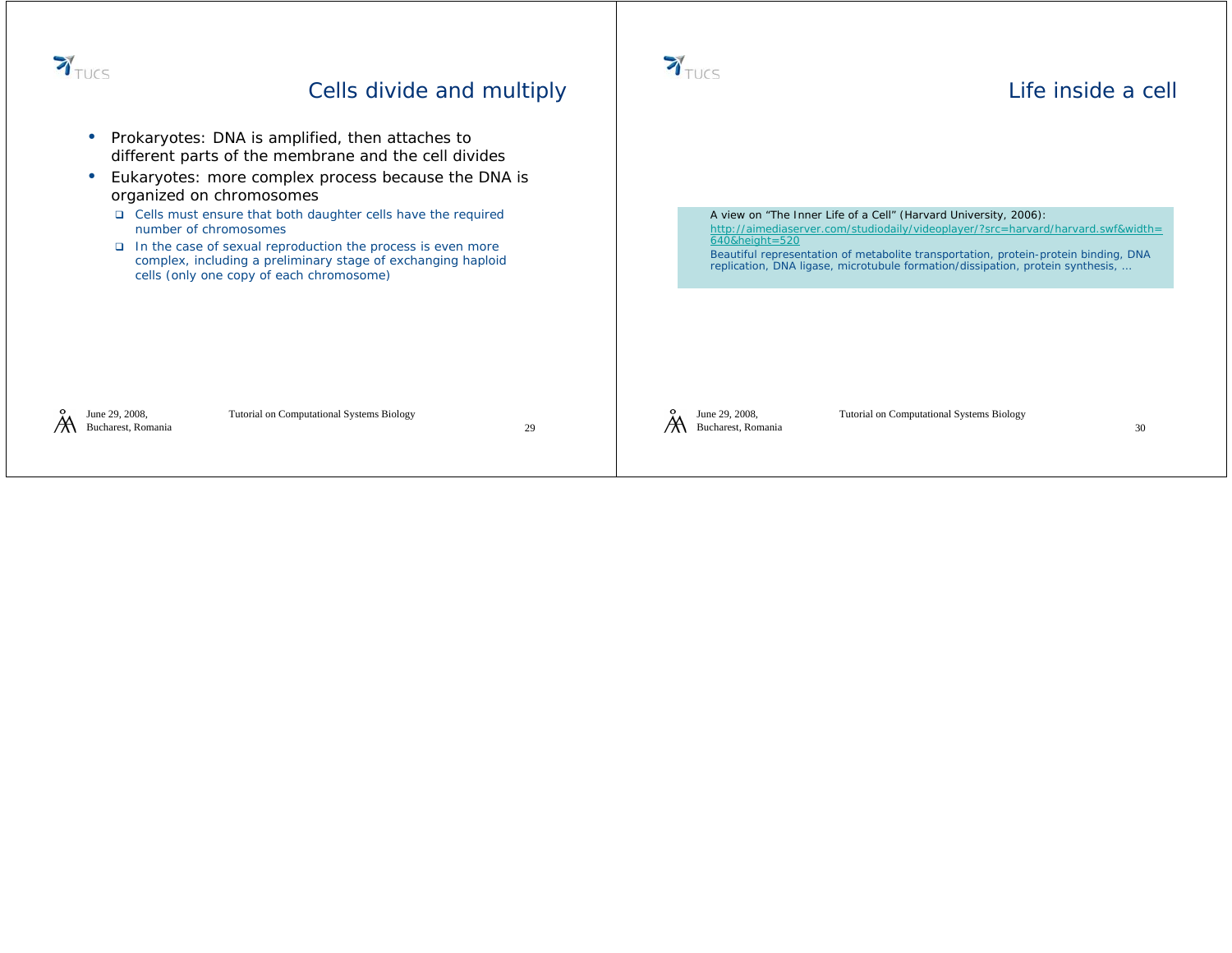## Cells divide and multiply

- Prokaryotes: DNA is amplified, then attaches to different parts of the membrane and the cell divides
- Eukaryotes: more complex process because the DNA is organized on chromosomes
  - Cells must ensure that both daughter cells have the required number of chromosomes
  - In the case of sexual reproduction the process is even more complex, including a preliminary stage of exchanging haploid cells (only one copy of each chromosome)

## Life inside a cell

A view on "The Inner Life of a Cell" (Harvard University, 2006):
http://aimediaserver.com/studiodaily/videoplayer/?src=harvard/harvard.swf&width=640&height=520
Beautiful representation of metabolite transportation, protein-protein binding, DNA replication, DNA ligase, microtubule formation/dissipation, protein synthesis, …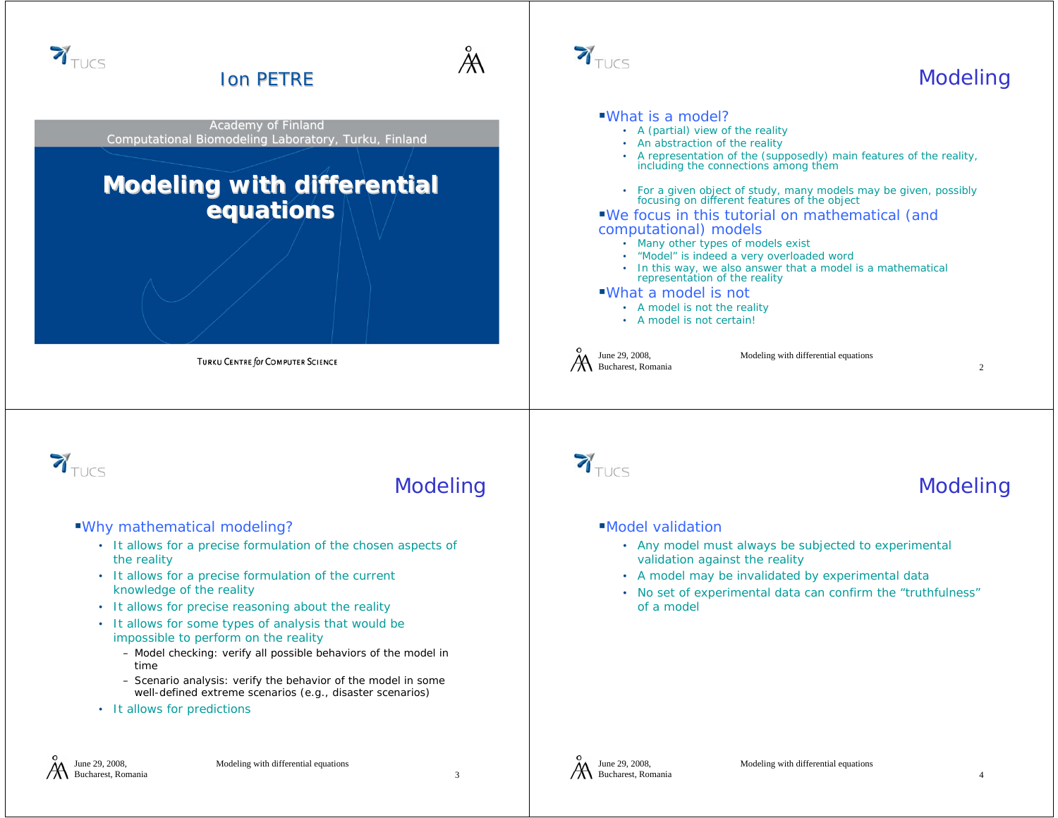# Ion PETRE

Academy of Finland
Computational Biomodeling Laboratory, Turku, Finland

## Modeling with differential equations

TURKU CENTRE *for* COMPUTER SCIENCE

## Modeling

- What is a model?
  - A (partial) view of the reality
  - An abstraction of the reality
  - A representation of the (supposedly) main features of the reality, including the connections among them
  - For a given object of study, many models may be given, possibly focusing on different features of the object
- We focus in this tutorial on mathematical (and computational) models
  - Many other types of models exist
  - "Model" is indeed a very overloaded word
  - In this way, we also answer that a model is a mathematical representation of the reality
- What a model is not
  - A model is not the reality
  - A model is not certain!

## Modeling

- Why mathematical modeling?
  - It allows for a precise formulation of the chosen aspects of the reality
  - It allows for a precise formulation of the current knowledge of the reality
  - It allows for precise reasoning about the reality
  - It allows for some types of analysis that would be impossible to perform on the reality
    - Model checking: verify all possible behaviors of the model in time
    - Scenario analysis: verify the behavior of the model in some well-defined extreme scenarios (e.g., disaster scenarios)
  - It allows for predictions

## Modeling

- Model validation
  - Any model must always be subjected to experimental validation against the reality
  - A model may be invalidated by experimental data
  - No set of experimental data can confirm the "truthfulness" of a model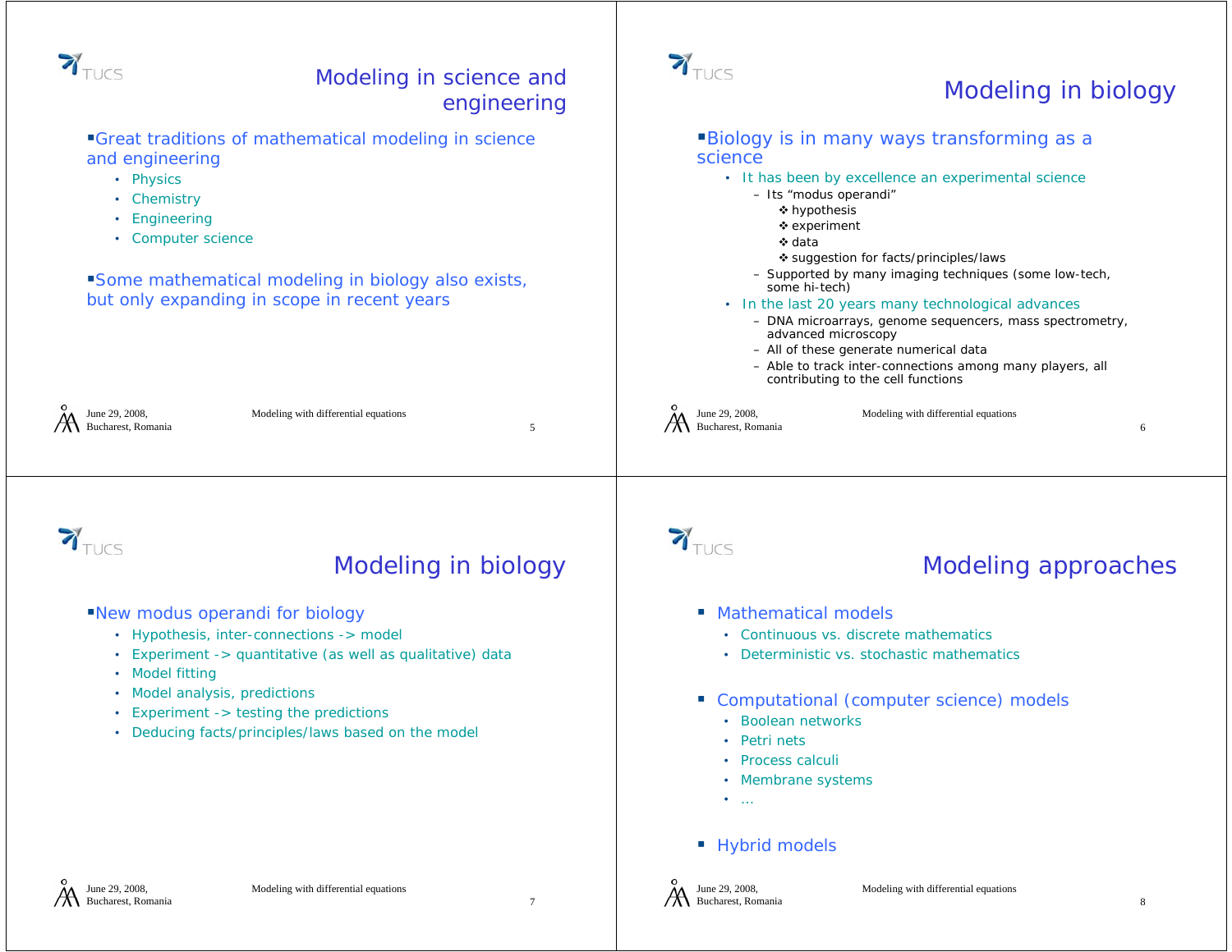## Modeling in science and engineering

- Great traditions of mathematical modeling in science and engineering
  - Physics
  - Chemistry
  - Engineering
  - Computer science
- Some mathematical modeling in biology also exists, but only expanding in scope in recent years

## Modeling in biology

- Biology is in many ways transforming as a science
  - It has been by excellence an experimental science
    - Its "modus operandi"
      - hypothesis
      - experiment
      - data
      - suggestion for facts/principles/laws
    - Supported by many imaging techniques (some low-tech, some hi-tech)
  - In the last 20 years many technological advances
    - DNA microarrays, genome sequencers, mass spectrometry, advanced microscopy
    - All of these generate numerical data
    - Able to track inter-connections among many players, all contributing to the cell functions

## Modeling in biology

- New modus operandi for biology
  - Hypothesis, inter-connections -> model
  - Experiment -> quantitative (as well as qualitative) data
  - Model fitting
  - Model analysis, predictions
  - Experiment -> testing the predictions
  - Deducing facts/principles/laws based on the model

## Modeling approaches

- Mathematical models
  - Continuous vs. discrete mathematics
  - Deterministic vs. stochastic mathematics
- Computational (computer science) models
  - Boolean networks
  - Petri nets
  - Process calculi
  - Membrane systems
  - …
- Hybrid models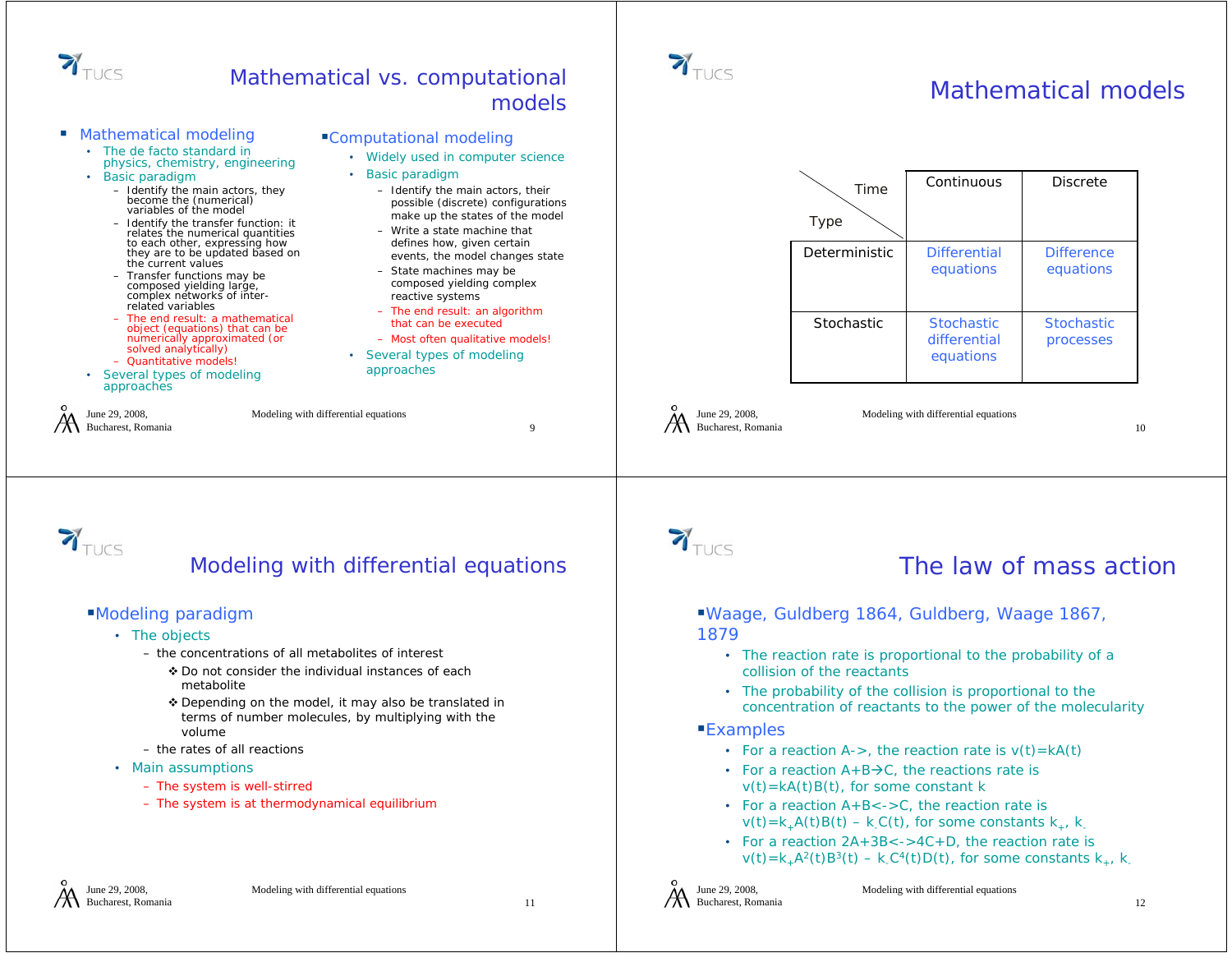## Mathematical vs. computational models

- Mathematical modeling
  - The de facto standard in physics, chemistry, engineering
  - Basic paradigm
    - Identify the main actors, they become the (numerical) variables of the model
    - Identify the transfer function: it relates the numerical quantities to each other, expressing how they are to be updated based on the current values
    - Transfer functions may be composed yielding large, complex networks of inter-related variables
    - The end result: a mathematical object (equations) that can be numerically approximated (or solved analytically)
    - Quantitative models!
  - Several types of modeling approaches
- Computational modeling
  - Widely used in computer science
  - Basic paradigm
    - Identify the main actors, their possible (discrete) configurations make up the states of the model
    - Write a state machine that defines how, given certain events, the model changes state
    - State machines may be composed yielding complex reactive systems
    - The end result: an algorithm that can be executed
    - Most often qualitative models!
  - Several types of modeling approaches

## Mathematical models

| Type \ Time | Continuous | Discrete |
|---|---|---|
| Deterministic | Differential equations | Difference equations |
| Stochastic | Stochastic differential equations | Stochastic processes |

## Modeling with differential equations

- Modeling paradigm
  - The objects
    - the concentrations of all metabolites of interest
      - ❖ Do not consider the individual instances of each metabolite
      - ❖ Depending on the model, it may also be translated in terms of number molecules, by multiplying with the volume
    - the rates of all reactions
  - Main assumptions
    - The system is well-stirred
    - The system is at thermodynamical equilibrium

## The law of mass action

- Waage, Guldberg 1864, Guldberg, Waage 1867, 1879
  - The reaction rate is proportional to the probability of a collision of the reactants
  - The probability of the collision is proportional to the concentration of reactants to the power of the molecularity
- Examples
  - For a reaction A->, the reaction rate is $v(t)=kA(t)$
  - For a reaction A+B→C, the reactions rate is $v(t)=kA(t)B(t)$, for some constant k
  - For a reaction A+B<->C, the reaction rate is $v(t)=k_+A(t)B(t) - k_-C(t)$, for some constants $k_+$, $k_-$
  - For a reaction 2A+3B<->4C+D, the reaction rate is $v(t)=k_+A^2(t)B^3(t) - k_-C^4(t)D(t)$, for some constants $k_+$, $k_-$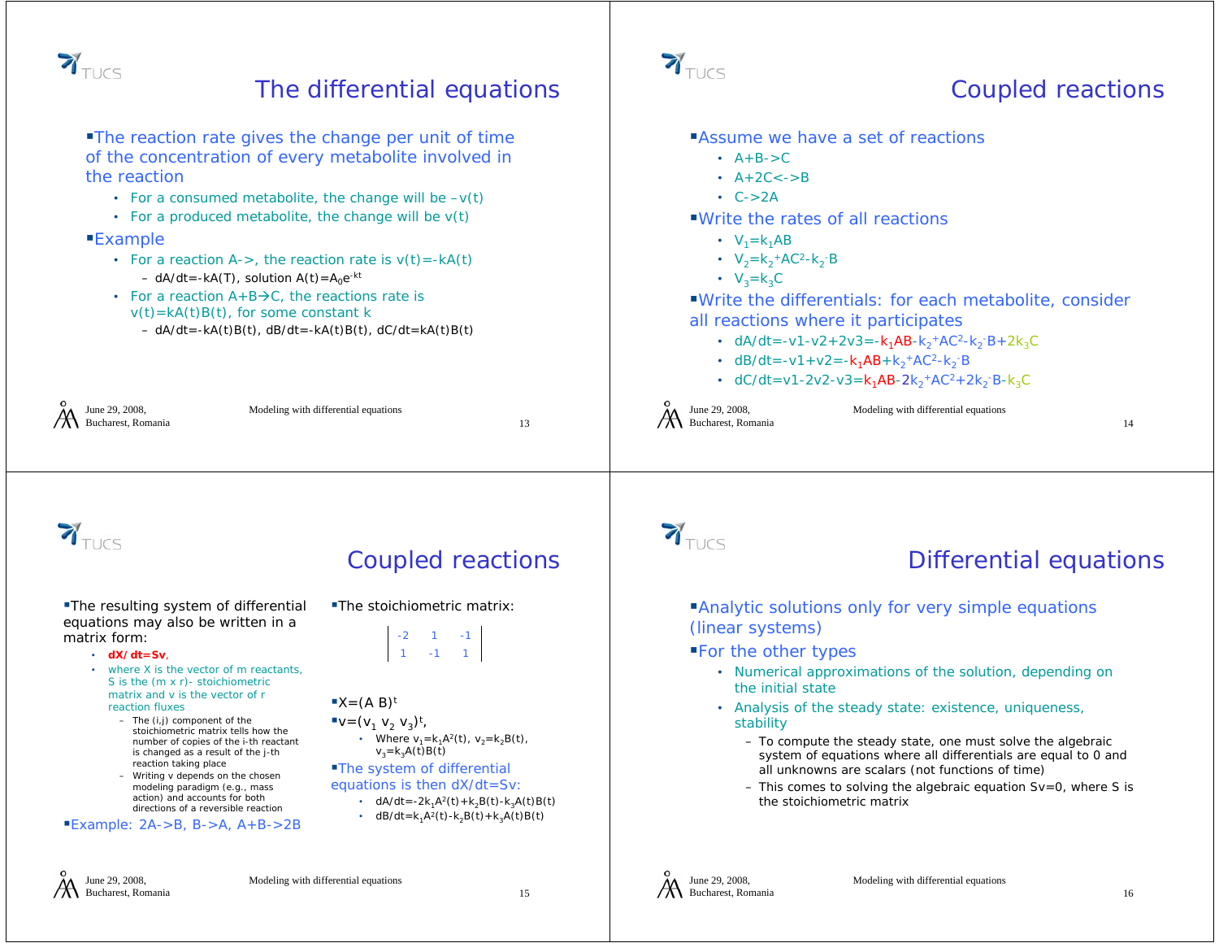# The differential equations

- The reaction rate gives the change per unit of time of the concentration of every metabolite involved in the reaction
  - For a consumed metabolite, the change will be $-v(t)$
  - For a produced metabolite, the change will be $v(t)$
- Example
  - For a reaction A->, the reaction rate is $v(t)=-kA(t)$
    - $dA/dt=-kA(T)$, solution $A(t)=A_0e^{-kt}$
  - For a reaction $A+B \rightarrow C$, the reactions rate is $v(t)=kA(t)B(t)$, for some constant k
    - $dA/dt=-kA(t)B(t)$, $dB/dt=-kA(t)B(t)$, $dC/dt=kA(t)B(t)$

# Coupled reactions

- Assume we have a set of reactions
  - A+B->C
  - A+2C<->B
  - C->2A
- Write the rates of all reactions
  - $V_1=k_1AB$
  - $V_2=k_2^+AC^2-k_2^-B$
  - $V_3=k_3C$
- Write the differentials: for each metabolite, consider all reactions where it participates
  - $dA/dt=-v1-v2+2v3=-k_1AB-k_2^+AC^2-k_2^-B+2k_3C$
  - $dB/dt=-v1+v2=-k_1AB+k_2^+AC^2-k_2^-B$
  - $dC/dt=v1-2v2-v3=k_1AB-2k_2^+AC^2+2k_2^-B-k_3C$

# Coupled reactions

- The resulting system of differential equations may also be written in a matrix form:
  - **$dX/dt=Sv$**,
  - where X is the vector of m reactants, S is the (m x r)- stoichiometric matrix and v is the vector of r reaction fluxes
    - The (i,j) component of the stoichiometric matrix tells how the number of copies of the i-th reactant is changed as a result of the j-th reaction taking place
    - Writing v depends on the chosen modeling paradigm (e.g., mass action) and accounts for both directions of a reversible reaction
- Example: 2A->B, B->A, A+B->2B

- The stoichiometric matrix:

$$\begin{vmatrix} -2 & 1 & -1 \\ 1 & -1 & 1 \end{vmatrix}$$

- $X=(A\ B)^t$
- $v=(v_1\ v_2\ v_3)^t$,
  - Where $v_1=k_1A^2(t)$, $v_2=k_2B(t)$, $v_3=k_3A(t)B(t)$
- The system of differential equations is then $dX/dt=Sv$:
  - $dA/dt=-2k_1A^2(t)+k_2B(t)-k_3A(t)B(t)$
  - $dB/dt=k_1A^2(t)-k_2B(t)+k_3A(t)B(t)$

# Differential equations

- Analytic solutions only for very simple equations (linear systems)
- For the other types
  - Numerical approximations of the solution, depending on the initial state
  - Analysis of the steady state: existence, uniqueness, stability
    - To compute the steady state, one must solve the algebraic system of equations where all differentials are equal to 0 and all unknowns are scalars (not functions of time)
    - This comes to solving the algebraic equation $Sv=0$, where S is the stoichiometric matrix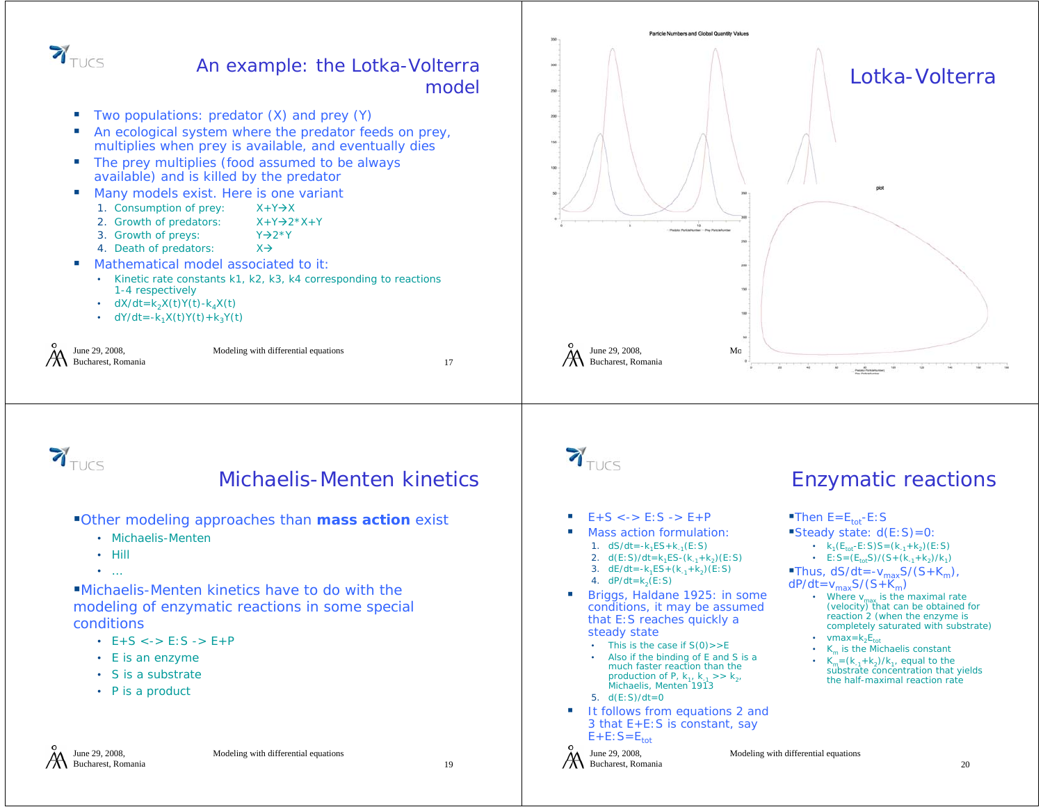## An example: the Lotka-Volterra model

- Two populations: predator (X) and prey (Y)
- An ecological system where the predator feeds on prey, multiplies when prey is available, and eventually dies
- The prey multiplies (food assumed to be always available) and is killed by the predator
- Many models exist. Here is one variant
  1. Consumption of prey: $X+Y \rightarrow X$
  2. Growth of predators: $X+Y \rightarrow 2*X+Y$
  3. Growth of preys: $Y \rightarrow 2*Y$
  4. Death of predators: $X \rightarrow$
- Mathematical model associated to it:
  - Kinetic rate constants k1, k2, k3, k4 corresponding to reactions 1-4 respectively
  - $dX/dt=k_2X(t)Y(t)-k_4X(t)$
  - $dY/dt=-k_1X(t)Y(t)+k_3Y(t)$

## Lotka-Volterra

## Michaelis-Menten kinetics

- Other modeling approaches than **mass action** exist
  - Michaelis-Menten
  - Hill
  - …
- Michaelis-Menten kinetics have to do with the modeling of enzymatic reactions in some special conditions
  - E+S <-> E:S -> E+P
  - E is an enzyme
  - S is a substrate
  - P is a product

## Enzymatic reactions

- E+S <-> E:S -> E+P
- Mass action formulation:
  1. $dS/dt=-k_1ES+k_{-1}(E:S)$
  2. $d(E:S)/dt=k_1ES-(k_{-1}+k_2)(E:S)$
  3. $dE/dt=-k_1ES+(k_{-1}+k_2)(E:S)$
  4. $dP/dt=k_2(E:S)$
- Briggs, Haldane 1925: in some conditions, it may be assumed that E:S reaches quickly a steady state
  - This is the case if S(0)>>E
  - Also if the binding of E and S is a much faster reaction than the production of P, $k_1$, $k_{-1}$ >> $k_2$, Michaelis, Menten 1913
  5. $d(E:S)/dt=0$
- It follows from equations 2 and 3 that E+E:S is constant, say $E+E:S=E_{tot}$
- Then $E=E_{tot}-E:S$
- Steady state: $d(E:S)=0$:
  - $k_1(E_{tot}-E:S)S=(k_{-1}+k_2)(E:S)$
  - $E:S=(E_{tot}S)/(S+(k_{-1}+k_2)/k_1)$
- Thus, $dS/dt=-v_{max}S/(S+K_m)$, $dP/dt=v_{max}S/(S+K_m)$
  - Where $v_{max}$ is the maximal rate (velocity) that can be obtained for reaction 2 (when the enzyme is completely saturated with substrate)
  - $vmax=k_2E_{tot}$
  - $K_m$ is the Michaelis constant
  - $K_m=(k_{-1}+k_2)/k_1$, equal to the substrate concentration that yields the half-maximal reaction rate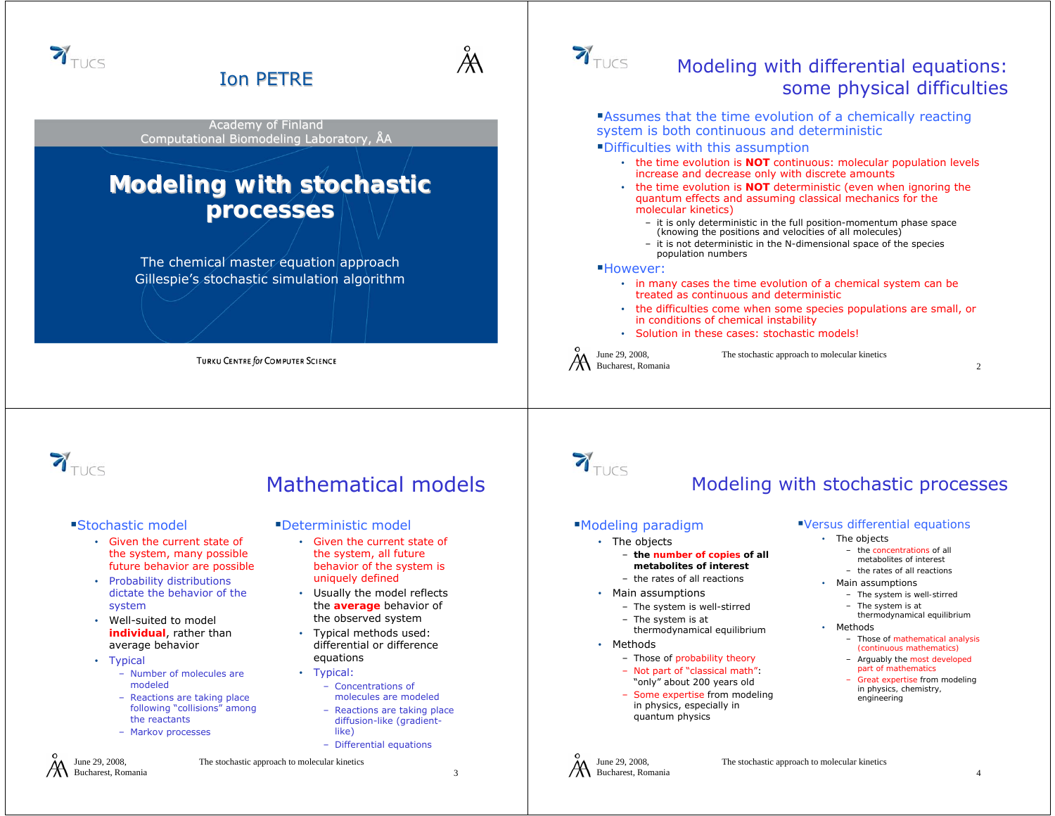# Ion PETRE

Academy of Finland
Computational Biomodeling Laboratory, ÅA

## Modeling with stochastic processes

The chemical master equation approach
Gillespie's stochastic simulation algorithm

TURKU CENTRE for COMPUTER SCIENCE

---

## Modeling with differential equations: some physical difficulties

- Assumes that the time evolution of a chemically reacting system is both continuous and deterministic
- Difficulties with this assumption
  - the time evolution is **NOT** continuous: molecular population levels increase and decrease only with discrete amounts
  - the time evolution is **NOT** deterministic (even when ignoring the quantum effects and assuming classical mechanics for the molecular kinetics)
    - it is only deterministic in the full position-momentum phase space (knowing the positions and velocities of all molecules)
    - it is not deterministic in the N-dimensional space of the species population numbers
- However:
  - in many cases the time evolution of a chemical system can be treated as continuous and deterministic
  - the difficulties come when some species populations are small, or in conditions of chemical instability
  - Solution in these cases: stochastic models!

---

## Mathematical models

- Stochastic model
  - Given the current state of the system, many possible future behavior are possible
  - Probability distributions dictate the behavior of the system
  - Well-suited to model **individual**, rather than average behavior
  - Typical
    - Number of molecules are modeled
    - Reactions are taking place following "collisions" among the reactants
    - Markov processes
- Deterministic model
  - Given the current state of the system, all future behavior of the system is uniquely defined
  - Usually the model reflects the **average** behavior of the observed system
  - Typical methods used: differential or difference equations
  - Typical:
    - Concentrations of molecules are modeled
    - Reactions are taking place diffusion-like (gradient-like)
    - Differential equations

---

## Modeling with stochastic processes

- Modeling paradigm
  - The objects
    - **the number of copies of all metabolites of interest**
    - the rates of all reactions
  - Main assumptions
    - The system is well-stirred
    - The system is at thermodynamical equilibrium
  - Methods
    - Those of probability theory
    - Not part of "classical math": "only" about 200 years old
    - Some expertise from modeling in physics, especially in quantum physics
- Versus differential equations
  - The objects
    - the concentrations of all metabolites of interest
    - the rates of all reactions
  - Main assumptions
    - The system is well-stirred
    - The system is at thermodynamical equilibrium
  - Methods
    - Those of mathematical analysis (continuous mathematics)
    - Arguably the most developed part of mathematics
    - Great expertise from modeling in physics, chemistry, engineering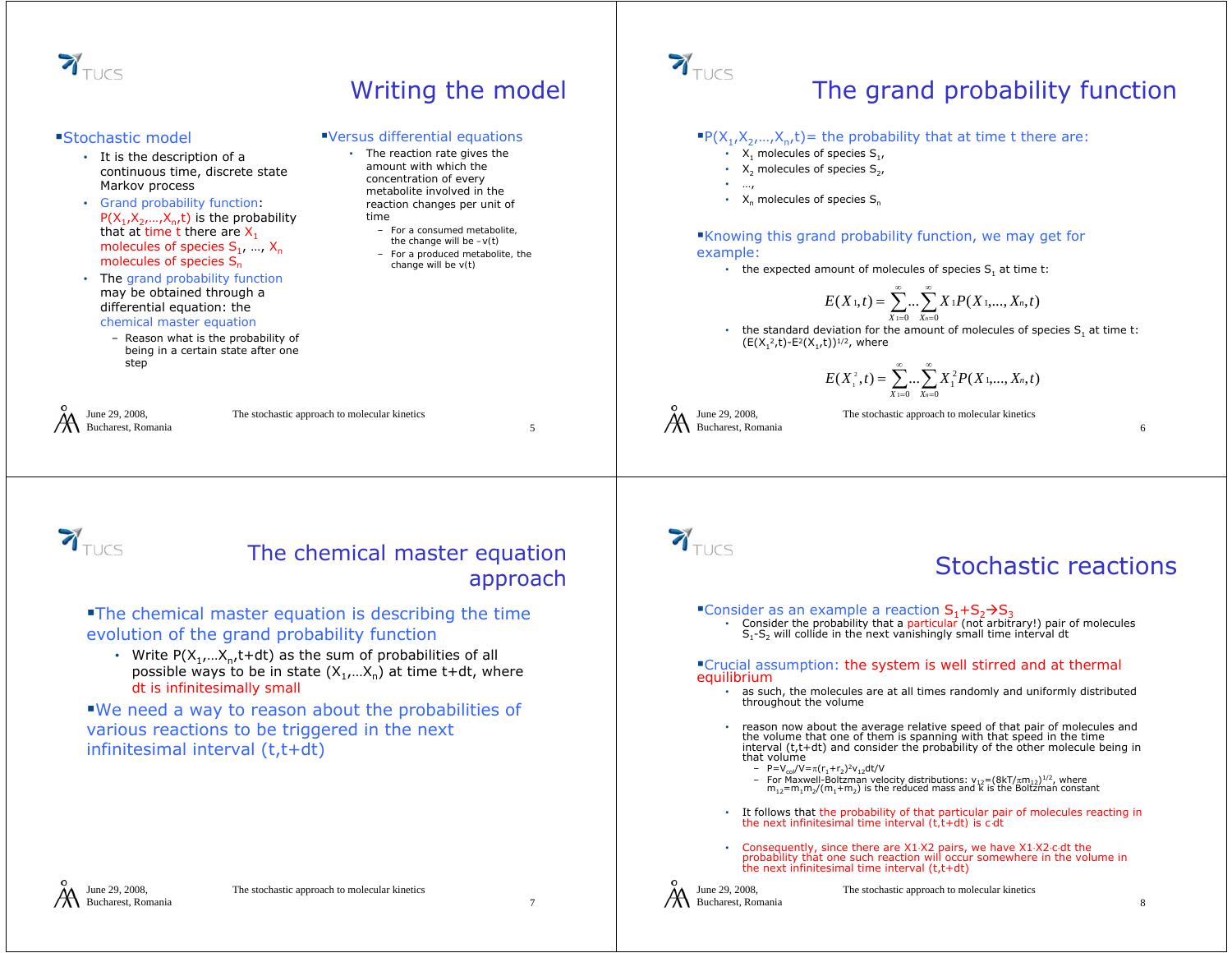# Writing the model

- Stochastic model
  - It is the description of a continuous time, discrete state Markov process
  - Grand probability function: $P(X_1, X_2, \ldots, X_n, t)$ is the probability that at time t there are $X_1$ molecules of species $S_1$, …, $X_n$ molecules of species $S_n$
  - The grand probability function may be obtained through a differential equation: the chemical master equation
    - Reason what is the probability of being in a certain state after one step

- Versus differential equations
  - The reaction rate gives the amount with which the concentration of every metabolite involved in the reaction changes per unit of time
    - For a consumed metabolite, the change will be $-v(t)$
    - For a produced metabolite, the change will be $v(t)$

# The grand probability function

- $P(X_1, X_2, \ldots, X_n, t)$= the probability that at time t there are:
  - $X_1$ molecules of species $S_1$,
  - $X_2$ molecules of species $S_2$,
  - …,
  - $X_n$ molecules of species $S_n$

- Knowing this grand probability function, we may get for example:
  - the expected amount of molecules of species $S_1$ at time t:

$$E(X_1, t) = \sum_{X_1=0}^{\infty} \ldots \sum_{X_n=0}^{\infty} X_1 P(X_1, \ldots, X_n, t)$$

  - the standard deviation for the amount of molecules of species $S_1$ at time t: $(E(X_1^2, t) - E^2(X_1, t))^{1/2}$, where

$$E(X_1^2, t) = \sum_{X_1=0}^{\infty} \ldots \sum_{X_n=0}^{\infty} X_1^2 P(X_1, \ldots, X_n, t)$$

# The chemical master equation approach

- The chemical master equation is describing the time evolution of the grand probability function
  - Write $P(X_1, \ldots X_n, t+dt)$ as the sum of probabilities of all possible ways to be in state $(X_1, \ldots X_n)$ at time $t+dt$, where dt is infinitesimally small

- We need a way to reason about the probabilities of various reactions to be triggered in the next infinitesimal interval $(t, t+dt)$

# Stochastic reactions

- Consider as an example a reaction $S_1 + S_2 \rightarrow S_3$
  - Consider the probability that a particular (not arbitrary!) pair of molecules $S_1$-$S_2$ will collide in the next vanishingly small time interval dt

- Crucial assumption: the system is well stirred and at thermal equilibrium
  - as such, the molecules are at all times randomly and uniformly distributed throughout the volume
  - reason now about the average relative speed of that pair of molecules and the volume that one of them is spanning with that speed in the time interval $(t, t+dt)$ and consider the probability of the other molecule being in that volume
    - $P = V_{col}/V = \pi(r_1+r_2)^2 v_{12} dt/V$
    - For Maxwell-Boltzman velocity distributions: $v_{12} = (8kT/\pi m_{12})^{1/2}$, where $m_{12} = m_1 m_2/(m_1+m_2)$ is the reduced mass and k is the Boltzman constant
  - It follows that the probability of that particular pair of molecules reacting in the next infinitesimal time interval $(t, t+dt)$ is $c \cdot dt$
  - Consequently, since there are $X1 \cdot X2$ pairs, we have $X1 \cdot X2 \cdot c \cdot dt$ the probability that one such reaction will occur somewhere in the volume in the next infinitesimal time interval $(t, t+dt)$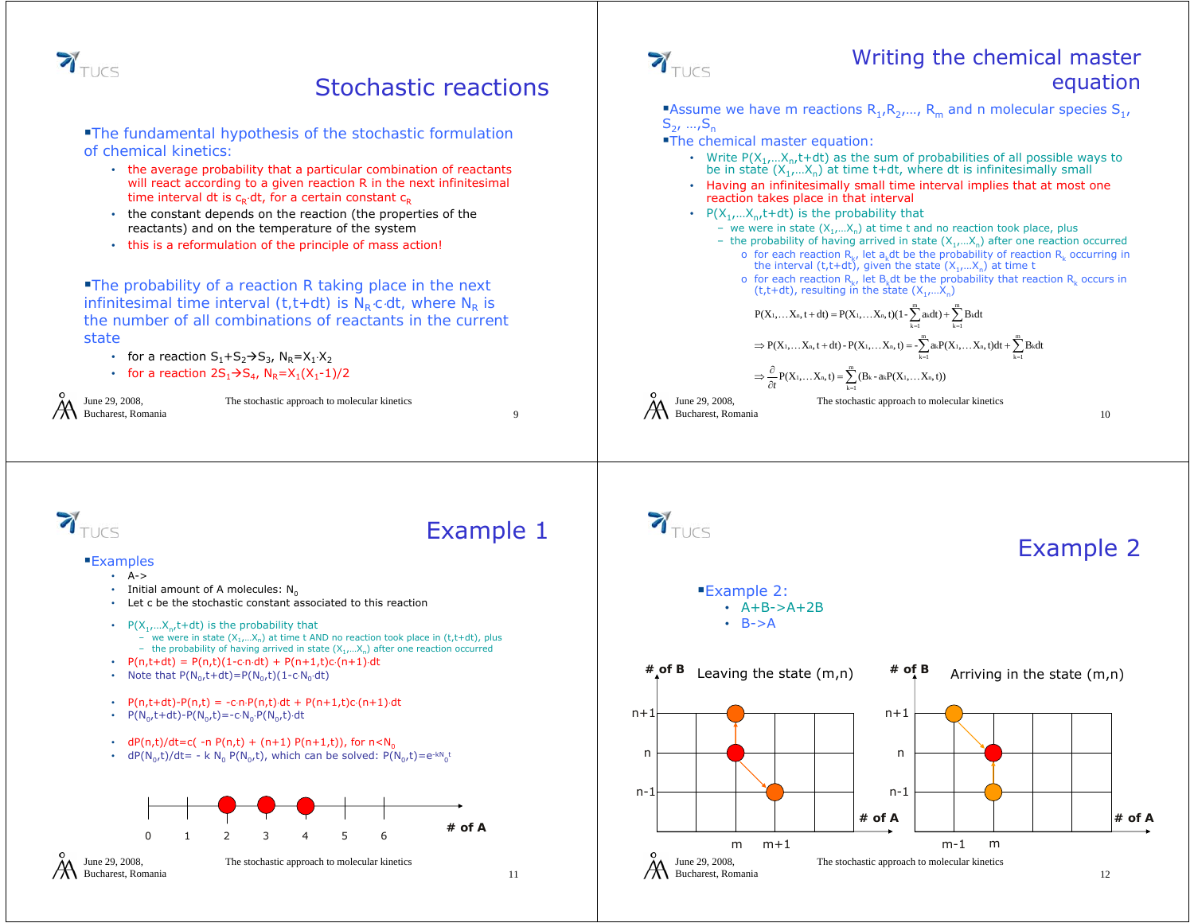# Stochastic reactions

- The fundamental hypothesis of the stochastic formulation of chemical kinetics:
  - the average probability that a particular combination of reactants will react according to a given reaction R in the next infinitesimal time interval dt is $c_R \cdot dt$, for a certain constant $c_R$
  - the constant depends on the reaction (the properties of the reactants) and on the temperature of the system
  - this is a reformulation of the principle of mass action!
- The probability of a reaction R taking place in the next infinitesimal time interval (t,t+dt) is $N_R \cdot c \cdot dt$, where $N_R$ is the number of all combinations of reactants in the current state
  - for a reaction $S_1+S_2 \rightarrow S_3$, $N_R=X_1 \cdot X_2$
  - for a reaction $2S_1 \rightarrow S_4$, $N_R=X_1(X_1-1)/2$

# Writing the chemical master equation

- Assume we have m reactions $R_1, R_2, \ldots, R_m$ and n molecular species $S_1, S_2, \ldots, S_n$
- The chemical master equation:
  - Write $P(X_1,\ldots X_n,t+dt)$ as the sum of probabilities of all possible ways to be in state $(X_1,\ldots X_n)$ at time t+dt, where dt is infinitesimally small
  - Having an infinitesimally small time interval implies that at most one reaction takes place in that interval
  - $P(X_1,\ldots X_n,t+dt)$ is the probability that
    - we were in state $(X_1,\ldots X_n)$ at time t and no reaction took place, plus
    - the probability of having arrived in state $(X_1,\ldots X_n)$ after one reaction occurred
      - for each reaction $R_k$, let $a_k dt$ be the probability of reaction $R_k$ occurring in the interval (t,t+dt), given the state $(X_1,\ldots X_n)$ at time t
      - for each reaction $R_k$, let $B_k dt$ be the probability that reaction $R_k$ occurs in (t,t+dt), resulting in the state $(X_1,\ldots X_n)$

$$P(X_1,\ldots X_n,t+dt)=P(X_1,\ldots X_n,t)(1-\sum_{k=1}^{m}a_k dt)+\sum_{k=1}^{m}B_k dt$$

$$\Rightarrow P(X_1,\ldots X_n,t+dt)-P(X_1,\ldots X_n,t)=-\sum_{k=1}^{m}a_k P(X_1,\ldots X_n,t)dt+\sum_{k=1}^{m}B_k dt$$

$$\Rightarrow \frac{\partial}{\partial t}P(X_1,\ldots X_n,t)=\sum_{k=1}^{m}(B_k - a_k P(X_1,\ldots X_n,t))$$

# Example 1

- Examples
  - A->
  - Initial amount of A molecules: $N_0$
  - Let c be the stochastic constant associated to this reaction
  - $P(X_1,\ldots X_n,t+dt)$ is the probability that
    - we were in state $(X_1,\ldots X_n)$ at time t AND no reaction took place in (t,t+dt), plus
    - the probability of having arrived in state $(X_1,\ldots X_n)$ after one reaction occurred
  - $P(n,t+dt) = P(n,t)(1-c \cdot n \cdot dt) + P(n+1,t)c \cdot (n+1) \cdot dt$
  - Note that $P(N_0,t+dt)=P(N_0,t)(1-c \cdot N_0 \cdot dt)$
  - $P(n,t+dt)-P(n,t) = -c \cdot n \cdot P(n,t) \cdot dt + P(n+1,t)c \cdot (n+1) \cdot dt$
  - $P(N_0,t+dt)-P(N_0,t)=-c \cdot N_0 \cdot P(N_0,t) \cdot dt$
  - $dP(n,t)/dt=c(-n P(n,t) + (n+1) P(n+1,t))$, for $n<N_0$
  - $dP(N_0,t)/dt= - k N_0 P(N_0,t)$, which can be solved: $P(N_0,t)=e^{-kN_0t}$

# Example 2

- Example 2:
  - A+B->A+2B
  - B->A

Leaving the state (m,n) — Arriving in the state (m,n)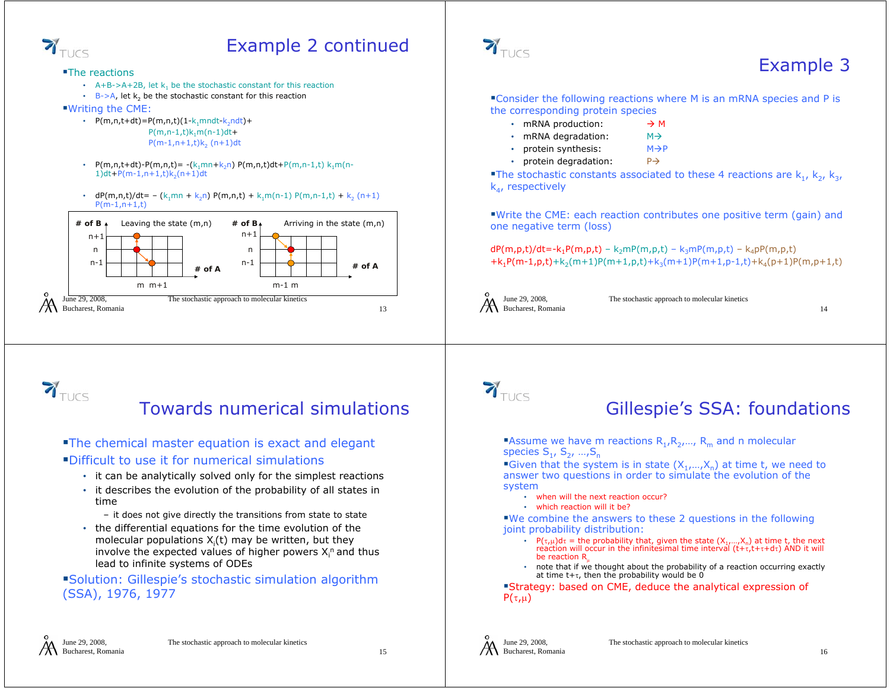# Example 2 continued

- The reactions
  - A+B->A+2B, let $k_1$ be the stochastic constant for this reaction
  - B->A, let $k_2$ be the stochastic constant for this reaction
- Writing the CME:
  - $P(m,n,t+dt)=P(m,n,t)(1-k_1 mndt-k_2 ndt)+$
    $P(m,n-1,t)k_1 m(n-1)dt+$
    $P(m-1,n+1,t)k_2 (n+1)dt$
  - $P(m,n,t+dt)-P(m,n,t)= -(k_1 mn+k_2 n) P(m,n,t)dt+P(m,n-1,t) k_1 m(n-1)dt+P(m-1,n+1,t)k_2(n+1)dt$
  - $dP(m,n,t)/dt= - (k_1 mn + k_2 n) P(m,n,t) + k_1 m(n-1) P(m,n-1,t) + k_2 (n+1) P(m-1,n+1,t)$

Leaving the state (m,n) — axes: # of B (n-1, n, n+1), # of A (m, m+1)

Arriving in the state (m,n) — axes: # of B (n-1, n, n+1), # of A (m-1, m)

# Example 3

- Consider the following reactions where M is an mRNA species and P is the corresponding protein species
  - mRNA production: → M
  - mRNA degradation: M→
  - protein synthesis: M→P
  - protein degradation: P→
- The stochastic constants associated to these 4 reactions are $k_1$, $k_2$, $k_3$, $k_4$, respectively
- Write the CME: each reaction contributes one positive term (gain) and one negative term (loss)

$dP(m,p,t)/dt=-k_1P(m,p,t) - k_2mP(m,p,t) - k_3mP(m,p,t) - k_4pP(m,p,t)$
$+k_1P(m-1,p,t)+k_2(m+1)P(m+1,p,t)+k_3(m+1)P(m+1,p-1,t)+k_4(p+1)P(m,p+1,t)$

# Towards numerical simulations

- The chemical master equation is exact and elegant
- Difficult to use it for numerical simulations
  - it can be analytically solved only for the simplest reactions
  - it describes the evolution of the probability of all states in time
    - it does not give directly the transitions from state to state
  - the differential equations for the time evolution of the molecular populations $X_i(t)$ may be written, but they involve the expected values of higher powers $X_i^n$ and thus lead to infinite systems of ODEs
- Solution: Gillespie's stochastic simulation algorithm (SSA), 1976, 1977

# Gillespie's SSA: foundations

- Assume we have m reactions $R_1,R_2,\ldots, R_m$ and n molecular species $S_1, S_2, \ldots,S_n$
- Given that the system is in state $(X_1,\ldots,X_n)$ at time t, we need to answer two questions in order to simulate the evolution of the system
  - when will the next reaction occur?
  - which reaction will it be?
- We combine the answers to these 2 questions in the following joint probability distribution:
  - $P(\tau,\mu)d\tau$ = the probability that, given the state $(X_1,\ldots,X_n)$ at time t, the next reaction will occur in the infinitesimal time interval $(t+\tau,t+\tau+d\tau)$ AND it will be reaction $R_\mu$
  - note that if we thought about the probability of a reaction occurring exactly at time $t+\tau$, then the probability would be 0
- Strategy: based on CME, deduce the analytical expression of $P(\tau,\mu)$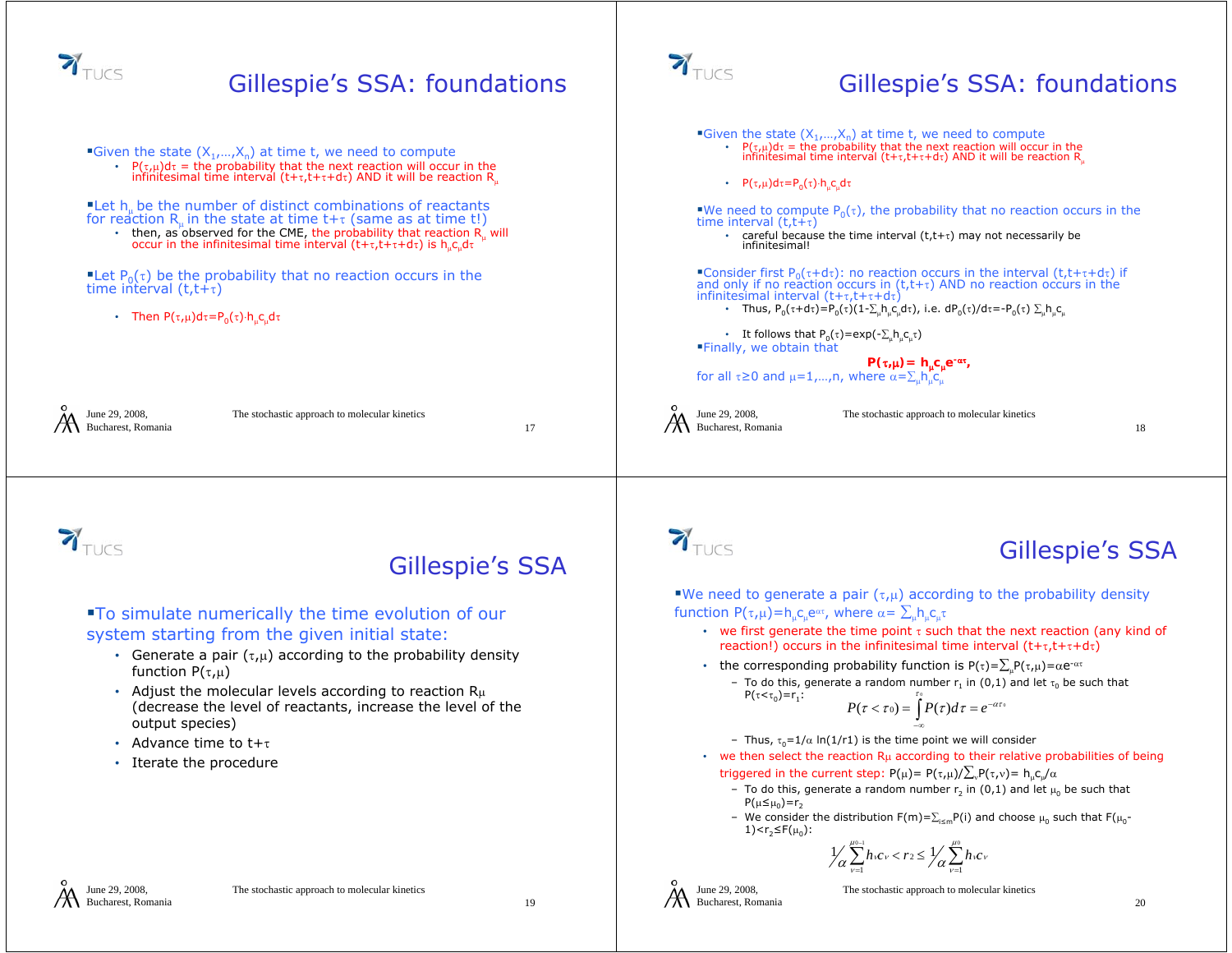# Gillespie's SSA: foundations

- Given the state $(X_1,\ldots,X_n)$ at time t, we need to compute
  - $P(\tau,\mu)d\tau$ = the probability that the next reaction will occur in the infinitesimal time interval $(t+\tau,t+\tau+d\tau)$ AND it will be reaction $R_\mu$
- Let $h_\mu$ be the number of distinct combinations of reactants for reaction $R_\mu$ in the state at time $t+\tau$ (same as at time t!)
  - then, as observed for the CME, the probability that reaction $R_\mu$ will occur in the infinitesimal time interval $(t+\tau,t+\tau+d\tau)$ is $h_\mu c_\mu d\tau$
- Let $P_0(\tau)$ be the probability that no reaction occurs in the time interval $(t,t+\tau)$
  - Then $P(\tau,\mu)d\tau=P_0(\tau)\cdot h_\mu c_\mu d\tau$

# Gillespie's SSA: foundations

- Given the state $(X_1,\ldots,X_n)$ at time t, we need to compute
  - $P(\tau,\mu)d\tau$ = the probability that the next reaction will occur in the infinitesimal time interval $(t+\tau,t+\tau+d\tau)$ AND it will be reaction $R_\mu$
  - $P(\tau,\mu)d\tau=P_0(\tau)\cdot h_\mu c_\mu d\tau$
- We need to compute $P_0(\tau)$, the probability that no reaction occurs in the time interval $(t,t+\tau)$
  - careful because the time interval $(t,t+\tau)$ may not necessarily be infinitesimal!
- Consider first $P_0(\tau+d\tau)$: no reaction occurs in the interval $(t,t+\tau+d\tau)$ if and only if no reaction occurs in $(t,t+\tau)$ AND no reaction occurs in the infinitesimal interval $(t+\tau,t+\tau+d\tau)$
  - Thus, $P_0(\tau+d\tau)=P_0(\tau)(1-\sum_\mu h_\mu c_\mu d\tau)$, i.e. $dP_0(\tau)/d\tau=-P_0(\tau)\sum_\mu h_\mu c_\mu$
  - It follows that $P_0(\tau)=\exp(-\sum_\mu h_\mu c_\mu \tau)$
- Finally, we obtain that

$$\mathbf{P(\tau,\mu)= h_\mu c_\mu e^{-\alpha\tau}},$$

for all $\tau\geq 0$ and $\mu=1,\ldots,n$, where $\alpha=\sum_\mu h_\mu c_\mu$

# Gillespie's SSA

- To simulate numerically the time evolution of our system starting from the given initial state:
  - Generate a pair $(\tau,\mu)$ according to the probability density function $P(\tau,\mu)$
  - Adjust the molecular levels according to reaction $R_\mu$ (decrease the level of reactants, increase the level of the output species)
  - Advance time to $t+\tau$
  - Iterate the procedure

# Gillespie's SSA

- We need to generate a pair $(\tau,\mu)$ according to the probability density function $P(\tau,\mu)=h_\mu c_\mu e^{\alpha\tau}$, where $\alpha=\sum_\mu h_\mu c_\mu \tau$
  - we first generate the time point $\tau$ such that the next reaction (any kind of reaction!) occurs in the infinitesimal time interval $(t+\tau,t+\tau+d\tau)$
  - the corresponding probability function is $P(\tau)=\sum_\mu P(\tau,\mu)=\alpha e^{-\alpha\tau}$
    - To do this, generate a random number $r_1$ in (0,1) and let $\tau_0$ be such that $P(\tau<\tau_0)=r_1$:
      $$P(\tau<\tau_0)=\int_{-\infty}^{\tau_0} P(\tau)d\tau = e^{-\alpha\tau_0}$$
    - Thus, $\tau_0=1/\alpha\ \ln(1/r1)$ is the time point we will consider
  - we then select the reaction $R\mu$ according to their relative probabilities of being triggered in the current step: $P(\mu)= P(\tau,\mu)/\sum_\nu P(\tau,\nu)= h_\mu c_\mu/\alpha$
    - To do this, generate a random number $r_2$ in (0,1) and let $\mu_0$ be such that $P(\mu\leq\mu_0)=r_2$
    - We consider the distribution $F(m)=\sum_{i\leq m}P(i)$ and choose $\mu_0$ such that $F(\mu_0-1)<r_2\leq F(\mu_0)$:
      $$\frac{1}{\alpha}\sum_{\nu=1}^{\mu_0-1} h_\nu c_\nu < r_2 \leq \frac{1}{\alpha}\sum_{\nu=1}^{\mu_0} h_\nu c_\nu$$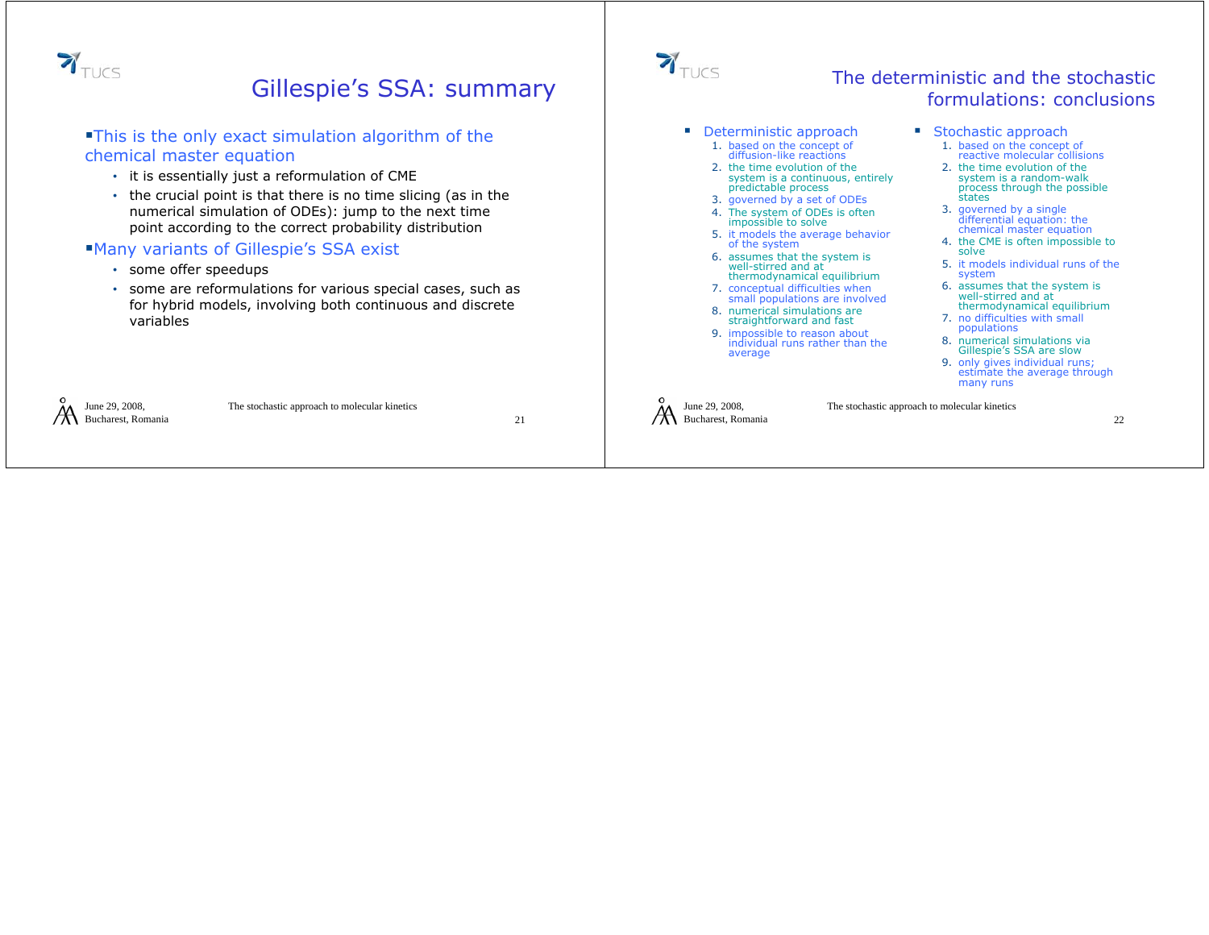# Gillespie's SSA: summary

- This is the only exact simulation algorithm of the chemical master equation
  - it is essentially just a reformulation of CME
  - the crucial point is that there is no time slicing (as in the numerical simulation of ODEs): jump to the next time point according to the correct probability distribution
- Many variants of Gillespie's SSA exist
  - some offer speedups
  - some are reformulations for various special cases, such as for hybrid models, involving both continuous and discrete variables

# The deterministic and the stochastic formulations: conclusions

- Deterministic approach
  1. based on the concept of diffusion-like reactions
  2. the time evolution of the system is a continuous, entirely predictable process
  3. governed by a set of ODEs
  4. The system of ODEs is often impossible to solve
  5. it models the average behavior of the system
  6. assumes that the system is well-stirred and at thermodynamical equilibrium
  7. conceptual difficulties when small populations are involved
  8. numerical simulations are straightforward and fast
  9. impossible to reason about individual runs rather than the average
- Stochastic approach
  1. based on the concept of reactive molecular collisions
  2. the time evolution of the system is a random-walk process through the possible states
  3. governed by a single differential equation: the chemical master equation
  4. the CME is often impossible to solve
  5. it models individual runs of the system
  6. assumes that the system is well-stirred and at thermodynamical equilibrium
  7. no difficulties with small populations
  8. numerical simulations via Gillespie's SSA are slow
  9. only gives individual runs; estimate the average through many runs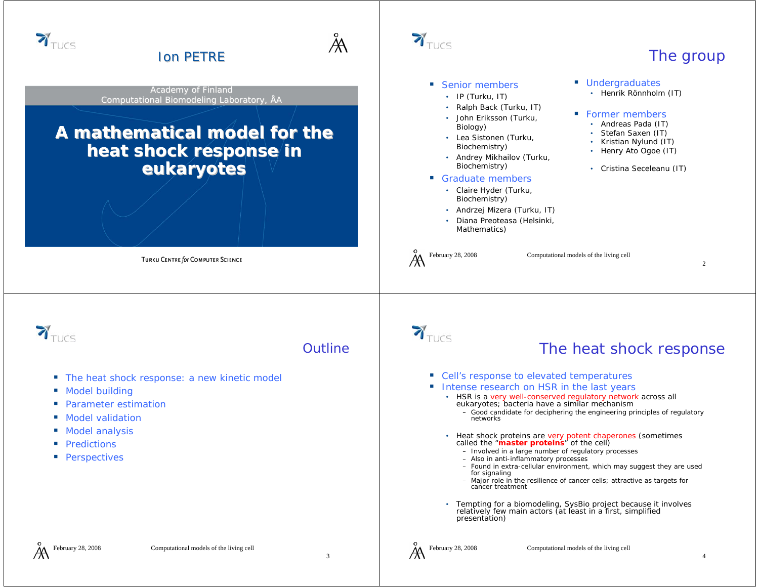# Ion PETRE

Academy of Finland
Computational Biomodeling Laboratory, ÅA

## A mathematical model for the heat shock response in eukaryotes

TURKU CENTRE for COMPUTER SCIENCE

---

## The group

- Senior members
  - IP (Turku, IT)
  - Ralph Back (Turku, IT)
  - John Eriksson (Turku, Biology)
  - Lea Sistonen (Turku, Biochemistry)
  - Andrey Mikhailov (Turku, Biochemistry)
- Graduate members
  - Claire Hyder (Turku, Biochemistry)
  - Andrzej Mizera (Turku, IT)
  - Diana Preoteasa (Helsinki, Mathematics)
- Undergraduates
  - Henrik Rönnholm (IT)
- Former members
  - Andreas Pada (IT)
  - Stefan Saxen (IT)
  - Kristian Nylund (IT)
  - Henry Ato Ogoe (IT)
  - Cristina Seceleanu (IT)

---

## Outline

- The heat shock response: a new kinetic model
- Model building
- Parameter estimation
- Model validation
- Model analysis
- Predictions
- Perspectives

---

## The heat shock response

- Cell's response to elevated temperatures
- Intense research on HSR in the last years
  - HSR is a very well-conserved regulatory network across all eukaryotes; bacteria have a similar mechanism
    - Good candidate for deciphering the engineering principles of regulatory networks
  - Heat shock proteins are very potent chaperones (sometimes called the "**master proteins**" of the cell)
    - Involved in a large number of regulatory processes
    - Also in anti-inflammatory processes
    - Found in extra-cellular environment, which may suggest they are used for signaling
    - Major role in the resilience of cancer cells; attractive as targets for cancer treatment
  - Tempting for a biomodeling, SysBio project because it involves relatively few main actors (at least in a first, simplified presentation)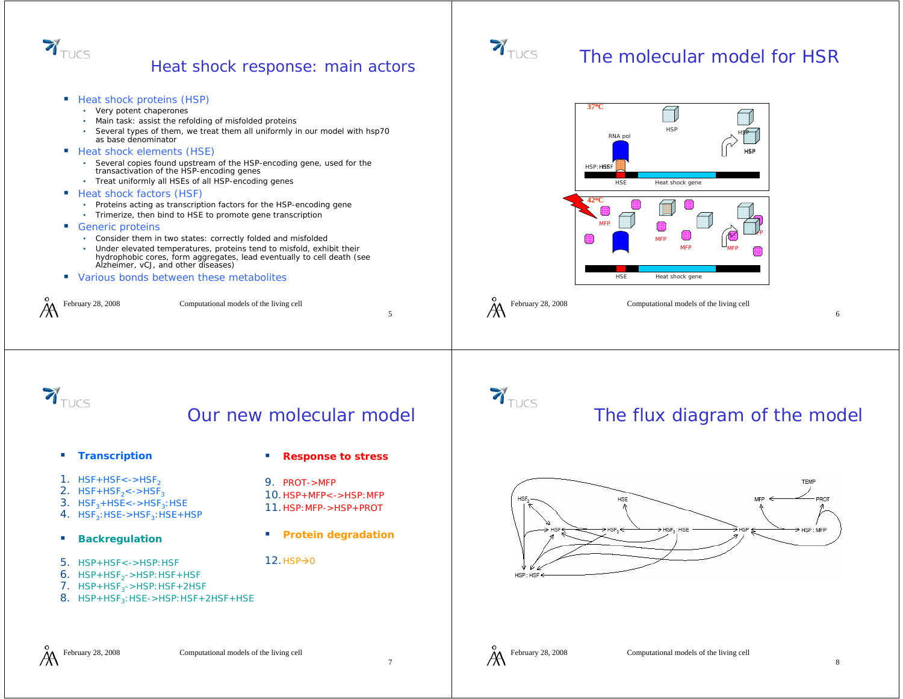## Heat shock response: main actors

- Heat shock proteins (HSP)
  - Very potent chaperones
  - Main task: assist the refolding of misfolded proteins
  - Several types of them, we treat them all uniformly in our model with hsp70 as base denominator
- Heat shock elements (HSE)
  - Several copies found upstream of the HSP-encoding gene, used for the transactivation of the HSP-encoding genes
  - Treat uniformly all HSEs of all HSP-encoding genes
- Heat shock factors (HSF)
  - Proteins acting as transcription factors for the HSP-encoding gene
  - Trimerize, then bind to HSE to promote gene transcription
- Generic proteins
  - Consider them in two states: correctly folded and misfolded
  - Under elevated temperatures, proteins tend to misfold, exhibit their hydrophobic cores, form aggregates, lead eventually to cell death (see Alzheimer, vCJ, and other diseases)
- Various bonds between these metabolites

## The molecular model for HSR

37°C

HSP, RNA pol, HSP:HSF, HSE, Heat shock gene

42°C

MFP, HSE, Heat shock gene

## Our new molecular model

- **Transcription**

1. $HSF+HSF<->HSF_2$
2. $HSF+HSF_2<->HSF_3$
3. $HSF_3+HSE<->HSF_3:HSE$
4. $HSF_3:HSE->HSF_3:HSE+HSP$

- **Backregulation**

5. $HSP+HSF<->HSP:HSF$
6. $HSP+HSF_2->HSP:HSF+HSF$
7. $HSP+HSF_3->HSP:HSF+2HSF$
8. $HSP+HSF_3:HSE->HSP:HSF+2HSF+HSE$

- **Response to stress**

9. PROT->MFP
10. HSP+MFP<->HSP:MFP
11. HSP:MFP->HSP+PROT

- **Protein degradation**

12. HSP→0

## The flux diagram of the model

TEMP, $HSF_2$, HSE, MFP, PROT, HSF, $HSF_3$, $HSF_3:HSE$, HSP, HSP : MFP, HSP : HSF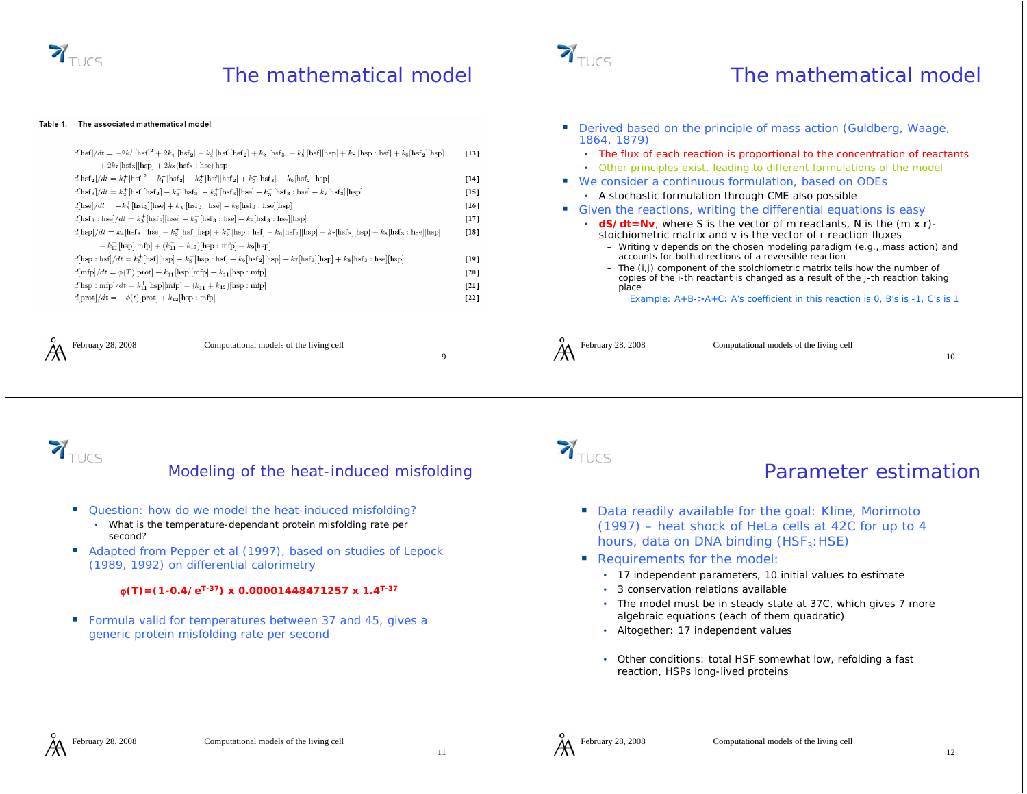# The mathematical model

**Table 1. The associated mathematical model**

$$d[\mathrm{hsf}]/dt = -2k_1^+[\mathrm{hsf}]^2 + 2k_1^-[\mathrm{hsf_2}] - k_2^+[\mathrm{hsf}][\mathrm{hsf_2}] + k_2^-[\mathrm{hsf_3}] - k_5^+[\mathrm{hsf}][\mathrm{hsp}] + k_5^-[\mathrm{hsp:hsf}] + k_6[\mathrm{hsf_2}][\mathrm{hsp}] + 2k_7[\mathrm{hsf_3}][\mathrm{hsp}] + 2k_8(\mathrm{hsf_3:hse})\,\mathrm{hsp} \quad [13]$$

$$d[\mathrm{hsf_2}]/dt = k_1^+[\mathrm{hsf}]^2 - k_1^-[\mathrm{hsf_2}] - k_2^+[\mathrm{hsf}][\mathrm{hsf_2}] + k_2^-[\mathrm{hsf_3}] - k_6[\mathrm{hsf_2}][\mathrm{hsp}] \quad [14]$$

$$d[\mathrm{hsf_3}]/dt = k_2^+[\mathrm{hsf}][\mathrm{hsf_2}] - k_2^-[\mathrm{hsf_3}] - k_3^+[\mathrm{hsf_3}][\mathrm{hse}] + k_3^-[\mathrm{hsf_3:hse}] - k_7[\mathrm{hsf_3}][\mathrm{hsp}] \quad [15]$$

$$d[\mathrm{hse}]/dt = -k_3^+[\mathrm{hsf_3}][\mathrm{hse}] + k_3^-[\mathrm{hsf_3:hse}] + k_8[\mathrm{hsf_3:hse}][\mathrm{hsp}] \quad [16]$$

$$d[\mathrm{hsf_3:hse}]/dt = k_3^+[\mathrm{hsf_3}][\mathrm{hse}] - k_3^-[\mathrm{hsf_3:hse}] - k_8[\mathrm{hsf_3:hse}][\mathrm{hsp}] \quad [17]$$

$$d[\mathrm{hsp}]/dt = k_4[\mathrm{hsf_3:hse}] - k_5^+[\mathrm{hsf}][\mathrm{hsp}] + k_5^-[\mathrm{hsp:hsf}] - k_6[\mathrm{hsf_2}][\mathrm{hsp}] - k_7[\mathrm{hsf_3}][\mathrm{hsp}] - k_8[\mathrm{hsf_3:hse}][\mathrm{hsp}] - k_{11}^+[\mathrm{hsp}][\mathrm{mfp}] + (k_{11}^- + k_{12})[\mathrm{hsp:mfp}] - k_9[\mathrm{hsp}] \quad [18]$$

$$d[\mathrm{hsp:hsf}]/dt = k_5^+[\mathrm{hsf}][\mathrm{hsp}] - k_5^-[\mathrm{hsp:hsf}] + k_6[\mathrm{hsf_2}][\mathrm{hsp}] + k_7[\mathrm{hsf_3}][\mathrm{hsp}] + k_8[\mathrm{hsf_3:hse}][\mathrm{hsp}] \quad [19]$$

$$d[\mathrm{mfp}]/dt = \phi(T)[\mathrm{prot}] - k_{11}^+[\mathrm{hsp}][\mathrm{mfp}] + k_{11}^-[\mathrm{hsp:mfp}] \quad [20]$$

$$d[\mathrm{hsp:mfp}]/dt = k_{11}^+[\mathrm{hsp}][\mathrm{mfp}] - (k_{11}^- + k_{12})[\mathrm{hsp:mfp}] \quad [21]$$

$$d[\mathrm{prot}]/dt = -\phi(t)[\mathrm{prot}] + k_{12}[\mathrm{hsp:mfp}] \quad [22]$$

# The mathematical model

- Derived based on the principle of mass action (Guldberg, Waage, 1864, 1879)
  - The flux of each reaction is proportional to the concentration of reactants
  - Other principles exist, leading to different formulations of the model
- We consider a continuous formulation, based on ODEs
  - A stochastic formulation through CME also possible
- Given the reactions, writing the differential equations is easy
  - **dS/dt=Nv**, where S is the vector of m reactants, N is the (m x r)-stoichiometric matrix and v is the vector of r reaction fluxes
    - Writing v depends on the chosen modeling paradigm (e.g., mass action) and accounts for both directions of a reversible reaction
    - The (i,j) component of the stoichiometric matrix tells how the number of copies of the i-th reactant is changed as a result of the j-th reaction taking place
      - Example: A+B->A+C: A's coefficient in this reaction is 0, B's is -1, C's is 1

# Modeling of the heat-induced misfolding

- Question: how do we model the heat-induced misfolding?
  - What is the temperature-dependant protein misfolding rate per second?
- Adapted from Pepper et al (1997), based on studies of Lepock (1989, 1992) on differential calorimetry

$$\varphi(T)=(1-0.4/e^{T-37}) \times 0.00001448471257 \times 1.4^{T-37}$$

- Formula valid for temperatures between 37 and 45, gives a generic protein misfolding rate per second

# Parameter estimation

- Data readily available for the goal: Kline, Morimoto (1997) – heat shock of HeLa cells at 42C for up to 4 hours, data on DNA binding ($HSF_3$:HSE)
- Requirements for the model:
  - 17 independent parameters, 10 initial values to estimate
  - 3 conservation relations available
  - The model must be in steady state at 37C, which gives 7 more algebraic equations (each of them quadratic)
  - Altogether: 17 independent values
  - Other conditions: total HSF somewhat low, refolding a fast reaction, HSPs long-lived proteins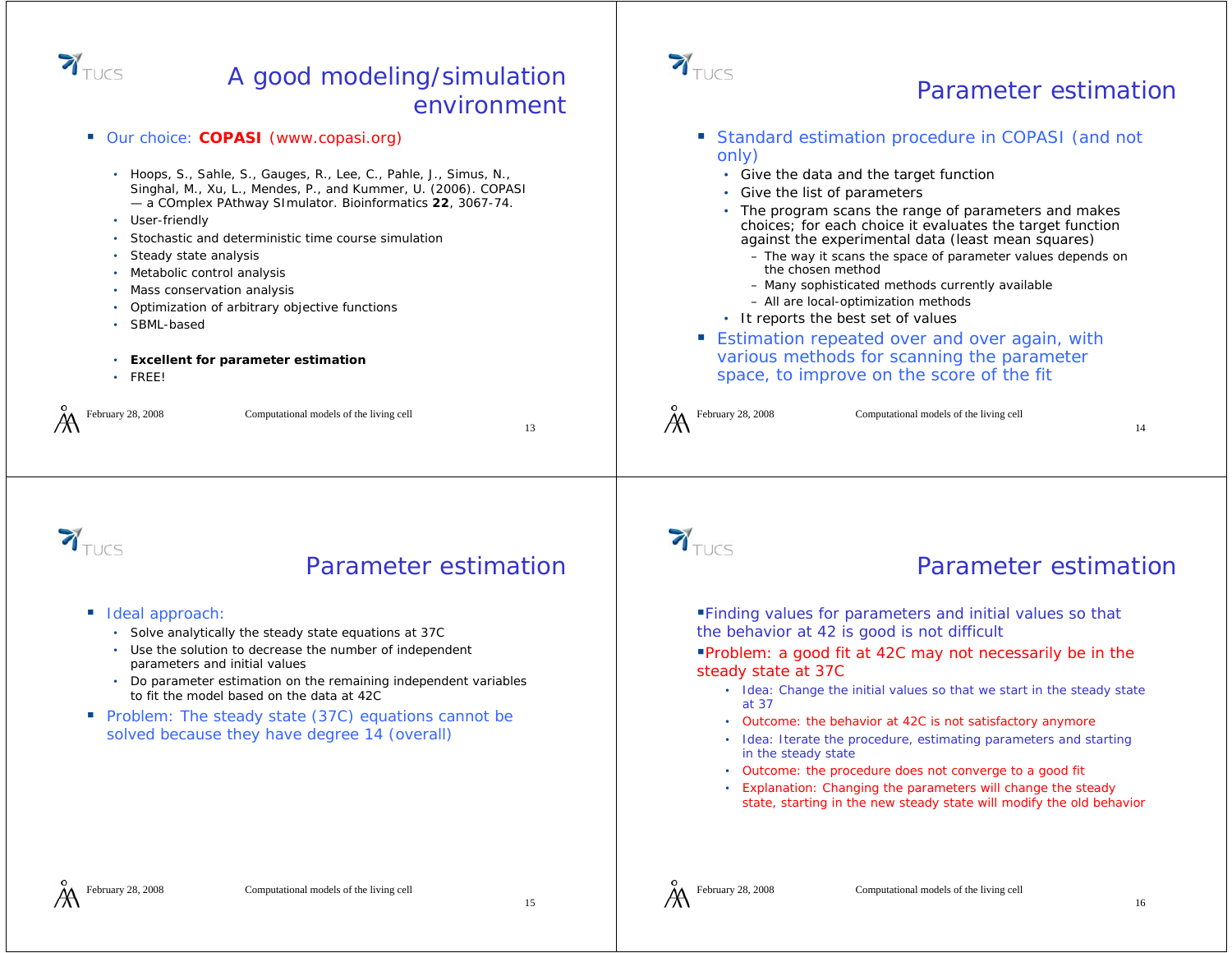# A good modeling/simulation environment

- Our choice: **COPASI** (www.copasi.org)
  - Hoops, S., Sahle, S., Gauges, R., Lee, C., Pahle, J., Simus, N., Singhal, M., Xu, L., Mendes, P., and Kummer, U. (2006). COPASI — a COmplex PAthway SImulator. Bioinformatics **22**, 3067-74.
  - User-friendly
  - Stochastic and deterministic time course simulation
  - Steady state analysis
  - Metabolic control analysis
  - Mass conservation analysis
  - Optimization of arbitrary objective functions
  - SBML-based
  - **Excellent for parameter estimation**
  - FREE!

# Parameter estimation

- Standard estimation procedure in COPASI (and not only)
  - Give the data and the target function
  - Give the list of parameters
  - The program scans the range of parameters and makes choices; for each choice it evaluates the target function against the experimental data (least mean squares)
    - The way it scans the space of parameter values depends on the chosen method
    - Many sophisticated methods currently available
    - All are local-optimization methods
  - It reports the best set of values
- Estimation repeated over and over again, with various methods for scanning the parameter space, to improve on the score of the fit

# Parameter estimation

- Ideal approach:
  - Solve analytically the steady state equations at 37C
  - Use the solution to decrease the number of independent parameters and initial values
  - Do parameter estimation on the remaining independent variables to fit the model based on the data at 42C
- Problem: The steady state (37C) equations cannot be solved because they have degree 14 (overall)

# Parameter estimation

- Finding values for parameters and initial values so that the behavior at 42 is good is not difficult
- Problem: a good fit at 42C may not necessarily be in the steady state at 37C
  - Idea: Change the initial values so that we start in the steady state at 37
  - Outcome: the behavior at 42C is not satisfactory anymore
  - Idea: Iterate the procedure, estimating parameters and starting in the steady state
  - Outcome: the procedure does not converge to a good fit
  - Explanation: Changing the parameters will change the steady state, starting in the new steady state will modify the old behavior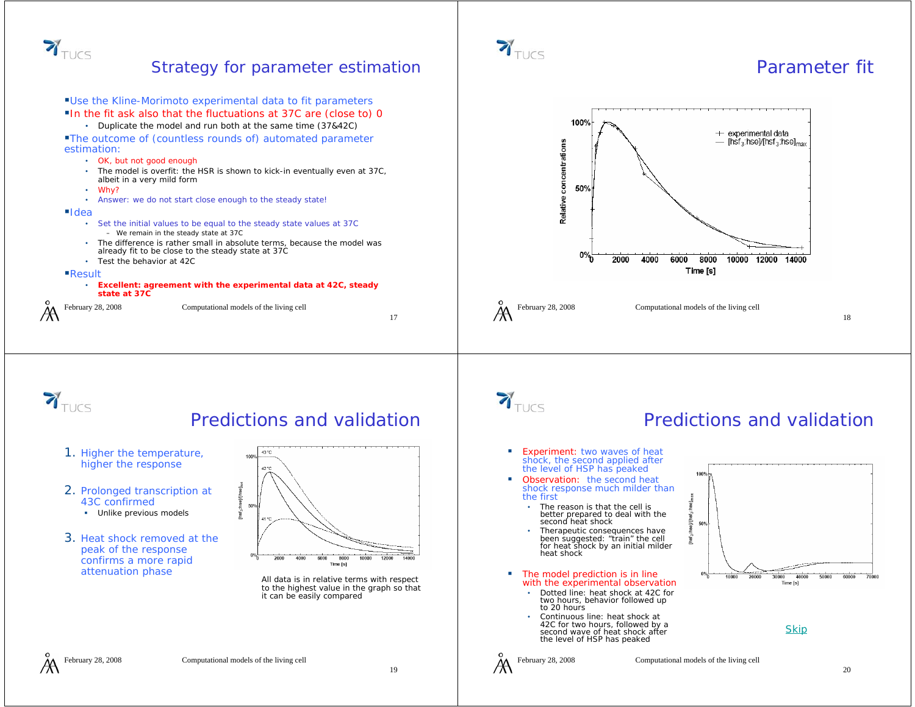## Strategy for parameter estimation

- Use the Kline-Morimoto experimental data to fit parameters
- In the fit ask also that the fluctuations at 37C are (close to) 0
  - Duplicate the model and run both at the same time (37&42C)
- The outcome of (countless rounds of) automated parameter estimation:
  - OK, but not good enough
  - The model is overfit: the HSR is shown to kick-in eventually even at 37C, albeit in a very mild form
  - Why?
  - Answer: we do not start close enough to the steady state!
- Idea
  - Set the initial values to be equal to the steady state values at 37C
    - We remain in the steady state at 37C
  - The difference is rather small in absolute terms, because the model was already fit to be close to the steady state at 37C
  - Test the behavior at 42C
- Result
  - **Excellent: agreement with the experimental data at 42C, steady state at 37C**

## Parameter fit

## Predictions and validation

1. Higher the temperature, higher the response
2. Prolonged transcription at 43C confirmed
   - Unlike previous models
3. Heat shock removed at the peak of the response confirms a more rapid attenuation phase

All data is in relative terms with respect to the highest value in the graph so that it can be easily compared

## Predictions and validation

- Experiment: two waves of heat shock, the second applied after the level of HSP has peaked
- Observation: the second heat shock response much milder than the first
  - The reason is that the cell is better prepared to deal with the second heat shock
  - Therapeutic consequences have been suggested: "train" the cell for heat shock by an initial milder heat shock
- The model prediction is in line with the experimental observation
  - Dotted line: heat shock at 42C for two hours, behavior followed up to 20 hours
  - Continuous line: heat shock at 42C for two hours, followed by a second wave of heat shock after the level of HSP has peaked

Skip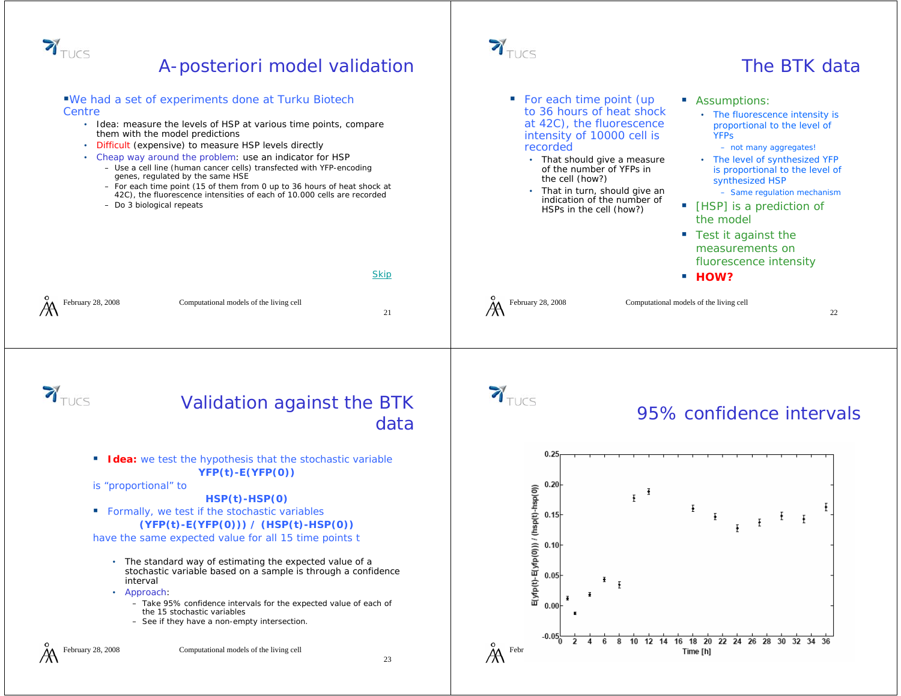# A-posteriori model validation

- We had a set of experiments done at Turku Biotech Centre
  - Idea: measure the levels of HSP at various time points, compare them with the model predictions
  - Difficult (expensive) to measure HSP levels directly
  - Cheap way around the problem: use an indicator for HSP
    - Use a cell line (human cancer cells) transfected with YFP-encoding genes, regulated by the same HSE
    - For each time point (15 of them from 0 up to 36 hours of heat shock at 42C), the fluorescence intensities of each of 10.000 cells are recorded
    - Do 3 biological repeats

Skip

# The BTK data

- For each time point (up to 36 hours of heat shock at 42C), the fluorescence intensity of 10000 cell is recorded
  - That should give a measure of the number of YFPs in the cell (how?)
  - That in turn, should give an indication of the number of HSPs in the cell (how?)
- Assumptions:
  - The fluorescence intensity is proportional to the level of YFPs
    - not many aggregates!
  - The level of synthesized YFP is proportional to the level of synthesized HSP
    - Same regulation mechanism
- [HSP] is a prediction of the model
- Test it against the measurements on fluorescence intensity
- **HOW?**

# Validation against the BTK data

- **Idea:** we test the hypothesis that the stochastic variable

  **YFP(t)-E(YFP(0))**

  is "proportional" to

  **HSP(t)-HSP(0)**
- Formally, we test if the stochastic variables

  **(YFP(t)-E(YFP(0))) / (HSP(t)-HSP(0))**

  have the same expected value for all 15 time points t
  - The standard way of estimating the expected value of a stochastic variable based on a sample is through a confidence interval
  - Approach:
    - Take 95% confidence intervals for the expected value of each of the 15 stochastic variables
    - See if they have a non-empty intersection.

# 95% confidence intervals

*(Plot: E(yfp(t)-E(yfp(0))) / (hsp(t)-hsp(0)) versus Time [h], 0–36 h, y-axis from -0.05 to 0.25)*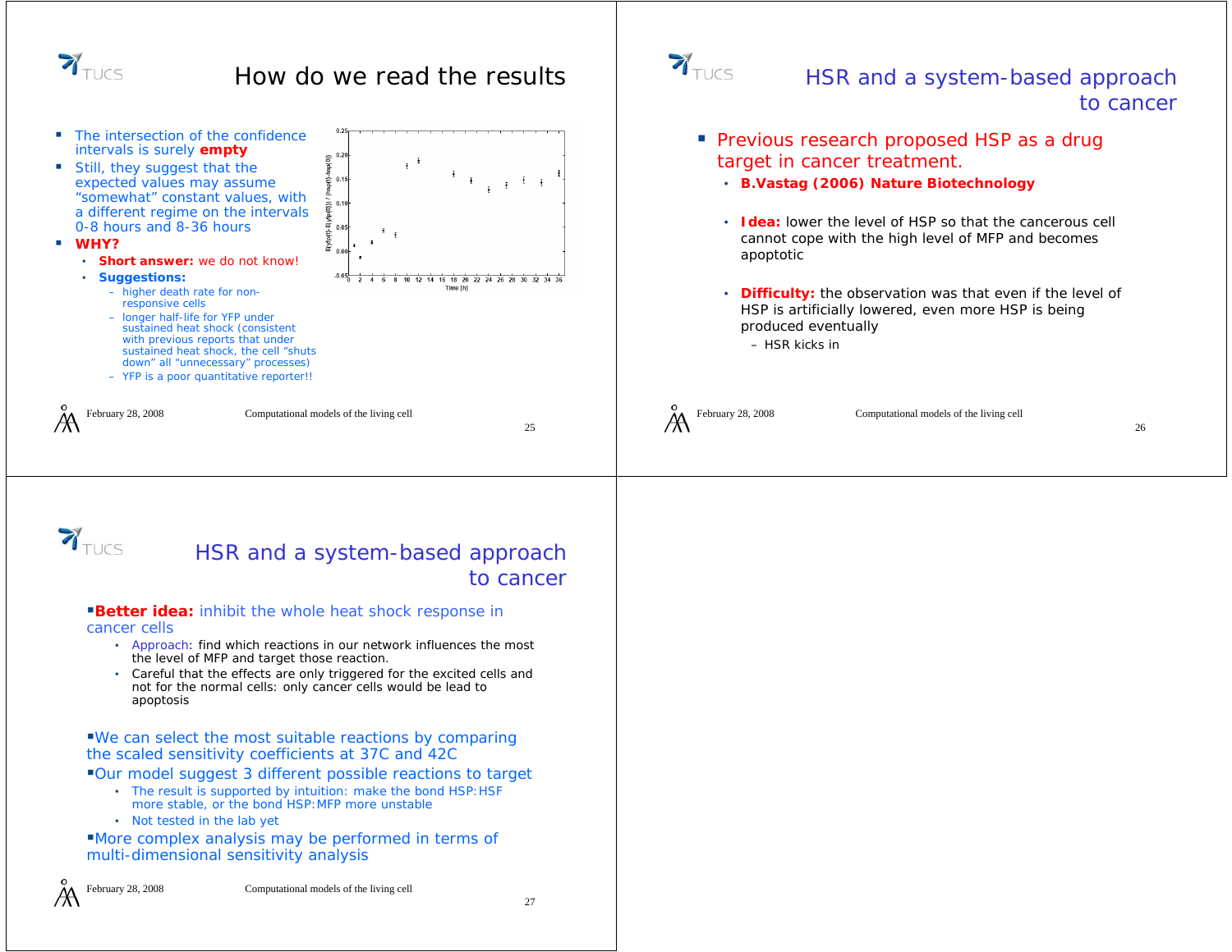## How do we read the results

- The intersection of the confidence intervals is surely **empty**
- Still, they suggest that the expected values may assume "somewhat" constant values, with a different regime on the intervals 0-8 hours and 8-36 hours
- **WHY?**
  - **Short answer:** we do not know!
  - **Suggestions:**
    - higher death rate for non-responsive cells
    - longer half-life for YFP under sustained heat shock (consistent with previous reports that under sustained heat shock, the cell "shuts down" all "unnecessary" processes)
    - YFP is a poor quantitative reporter!!

E[yfp(t)]-E[yfp(0)] / (hsp(t)-hsp(0))

0.25
0.20
0.15
0.10
0.05
0.00
-0.05

0 2 4 6 8 10 12 14 16 18 20 22 24 26 28 30 32 34 36

Time [h]

## HSR and a system-based approach to cancer

- Previous research proposed HSP as a drug target in cancer treatment.
  - **B.Vastag (2006) Nature Biotechnology**
  - **Idea:** lower the level of HSP so that the cancerous cell cannot cope with the high level of MFP and becomes apoptotic
  - **Difficulty:** the observation was that even if the level of HSP is artificially lowered, even more HSP is being produced eventually
    - HSR kicks in

## HSR and a system-based approach to cancer

- **Better idea:** inhibit the whole heat shock response in cancer cells
  - Approach: find which reactions in our network influences the most the level of MFP and target those reaction.
  - Careful that the effects are only triggered for the excited cells and not for the normal cells: only cancer cells would be lead to apoptosis
- We can select the most suitable reactions by comparing the scaled sensitivity coefficients at 37C and 42C
- Our model suggest 3 different possible reactions to target
  - The result is supported by intuition: make the bond HSP:HSF more stable, or the bond HSP:MFP more unstable
  - Not tested in the lab yet
- More complex analysis may be performed in terms of multi-dimensional sensitivity analysis